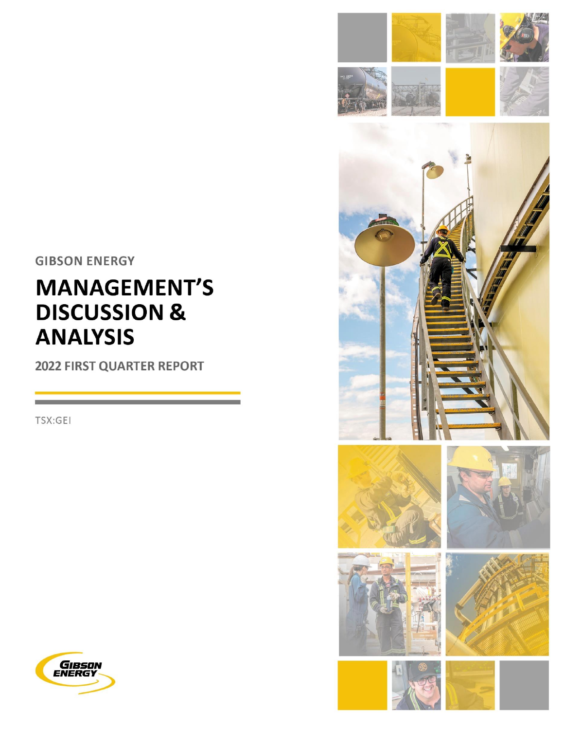GIBSON ENERGY

# MANAGEMENT'S DISCUSSION & ANALYSIS

## 2022 FIRST QUARTER REPORT

TSX:GEI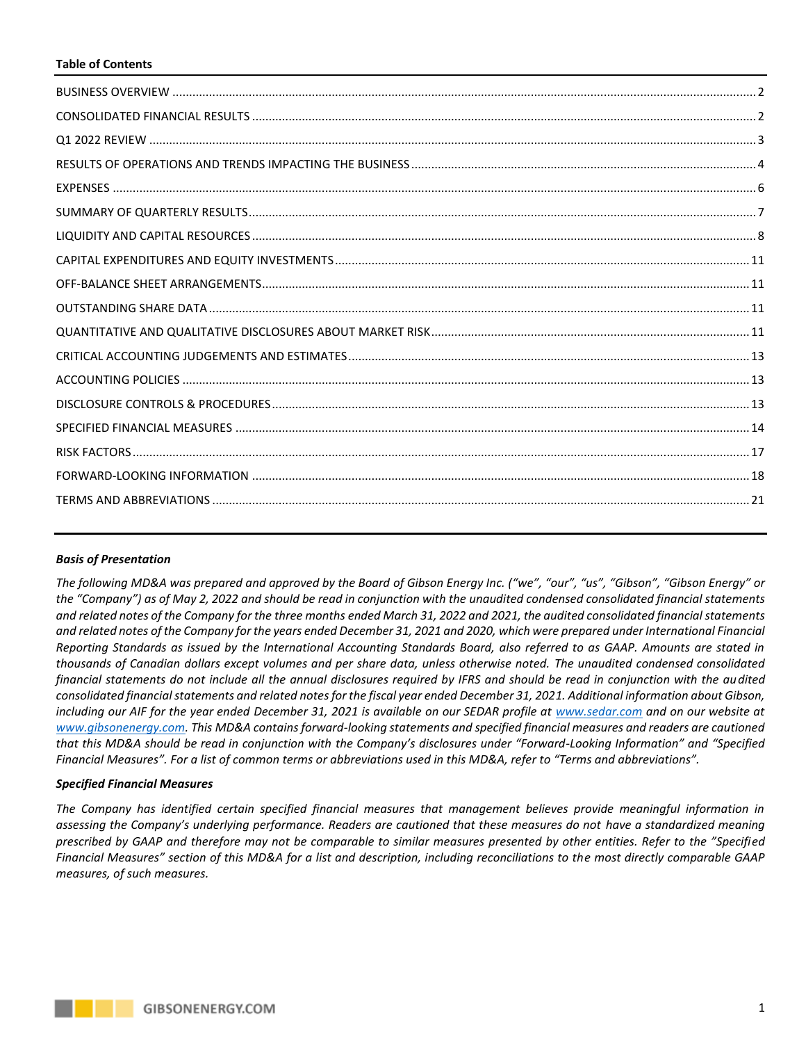**Table of Contents**

| | |
|---|---|
| BUSINESS OVERVIEW | 2 |
| CONSOLIDATED FINANCIAL RESULTS | 2 |
| Q1 2022 REVIEW | 3 |
| RESULTS OF OPERATIONS AND TRENDS IMPACTING THE BUSINESS | 4 |
| EXPENSES | 6 |
| SUMMARY OF QUARTERLY RESULTS | 7 |
| LIQUIDITY AND CAPITAL RESOURCES | 8 |
| CAPITAL EXPENDITURES AND EQUITY INVESTMENTS | 11 |
| OFF-BALANCE SHEET ARRANGEMENTS | 11 |
| OUTSTANDING SHARE DATA | 11 |
| QUANTITATIVE AND QUALITATIVE DISCLOSURES ABOUT MARKET RISK | 11 |
| CRITICAL ACCOUNTING JUDGEMENTS AND ESTIMATES | 13 |
| ACCOUNTING POLICIES | 13 |
| DISCLOSURE CONTROLS & PROCEDURES | 13 |
| SPECIFIED FINANCIAL MEASURES | 14 |
| RISK FACTORS | 17 |
| FORWARD-LOOKING INFORMATION | 18 |
| TERMS AND ABBREVIATIONS | 21 |

***Basis of Presentation***

*The following MD&A was prepared and approved by the Board of Gibson Energy Inc. ("we", "our", "us", "Gibson", "Gibson Energy" or the "Company") as of May 2, 2022 and should be read in conjunction with the unaudited condensed consolidated financial statements and related notes of the Company for the three months ended March 31, 2022 and 2021, the audited consolidated financial statements and related notes of the Company for the years ended December 31, 2021 and 2020, which were prepared under International Financial Reporting Standards as issued by the International Accounting Standards Board, also referred to as GAAP. Amounts are stated in thousands of Canadian dollars except volumes and per share data, unless otherwise noted. The unaudited condensed consolidated financial statements do not include all the annual disclosures required by IFRS and should be read in conjunction with the audited consolidated financial statements and related notes for the fiscal year ended December 31, 2021. Additional information about Gibson, including our AIF for the year ended December 31, 2021 is available on our SEDAR profile at www.sedar.com and on our website at www.gibsonenergy.com. This MD&A contains forward-looking statements and specified financial measures and readers are cautioned that this MD&A should be read in conjunction with the Company's disclosures under "Forward-Looking Information" and "Specified Financial Measures". For a list of common terms or abbreviations used in this MD&A, refer to "Terms and abbreviations".*

***Specified Financial Measures***

*The Company has identified certain specified financial measures that management believes provide meaningful information in assessing the Company's underlying performance. Readers are cautioned that these measures do not have a standardized meaning prescribed by GAAP and therefore may not be comparable to similar measures presented by other entities. Refer to the "Specified Financial Measures" section of this MD&A for a list and description, including reconciliations to the most directly comparable GAAP measures, of such measures.*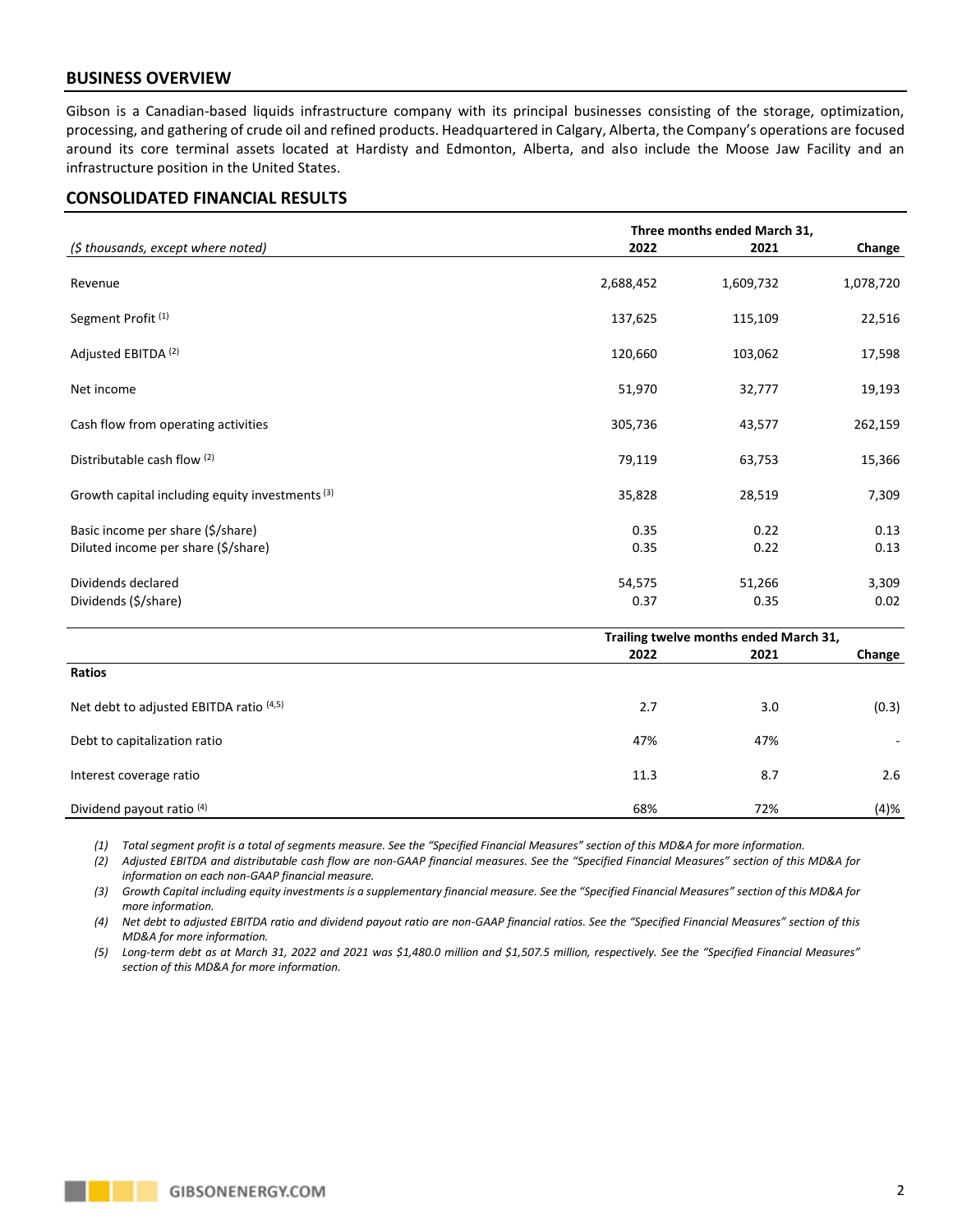## BUSINESS OVERVIEW

Gibson is a Canadian-based liquids infrastructure company with its principal businesses consisting of the storage, optimization, processing, and gathering of crude oil and refined products. Headquartered in Calgary, Alberta, the Company's operations are focused around its core terminal assets located at Hardisty and Edmonton, Alberta, and also include the Moose Jaw Facility and an infrastructure position in the United States.

## CONSOLIDATED FINANCIAL RESULTS

| *($ thousands, except where noted)* | Three months ended March 31, 2022 | 2021 | Change |
|---|---|---|---|
| Revenue | 2,688,452 | 1,609,732 | 1,078,720 |
| Segment Profit [(1)] | 137,625 | 115,109 | 22,516 |
| Adjusted EBITDA [(2)] | 120,660 | 103,062 | 17,598 |
| Net income | 51,970 | 32,777 | 19,193 |
| Cash flow from operating activities | 305,736 | 43,577 | 262,159 |
| Distributable cash flow [(2)] | 79,119 | 63,753 | 15,366 |
| Growth capital including equity investments [(3)] | 35,828 | 28,519 | 7,309 |
| Basic income per share ($/share) | 0.35 | 0.22 | 0.13 |
| Diluted income per share ($/share) | 0.35 | 0.22 | 0.13 |
| Dividends declared | 54,575 | 51,266 | 3,309 |
| Dividends ($/share) | 0.37 | 0.35 | 0.02 |

| | Trailing twelve months ended March 31, 2022 | 2021 | Change |
|---|---|---|---|
| **Ratios** | | | |
| Net debt to adjusted EBITDA ratio [(4,5)] | 2.7 | 3.0 | (0.3) |
| Debt to capitalization ratio | 47% | 47% | - |
| Interest coverage ratio | 11.3 | 8.7 | 2.6 |
| Dividend payout ratio [(4)] | 68% | 72% | (4)% |

*(1) Total segment profit is a total of segments measure. See the "Specified Financial Measures" section of this MD&A for more information.*

*(2) Adjusted EBITDA and distributable cash flow are non-GAAP financial measures. See the "Specified Financial Measures" section of this MD&A for information on each non-GAAP financial measure.*

*(3) Growth Capital including equity investments is a supplementary financial measure. See the "Specified Financial Measures" section of this MD&A for more information.*

*(4) Net debt to adjusted EBITDA ratio and dividend payout ratio are non-GAAP financial ratios. See the "Specified Financial Measures" section of this MD&A for more information.*

*(5) Long-term debt as at March 31, 2022 and 2021 was $1,480.0 million and $1,507.5 million, respectively. See the "Specified Financial Measures" section of this MD&A for more information.*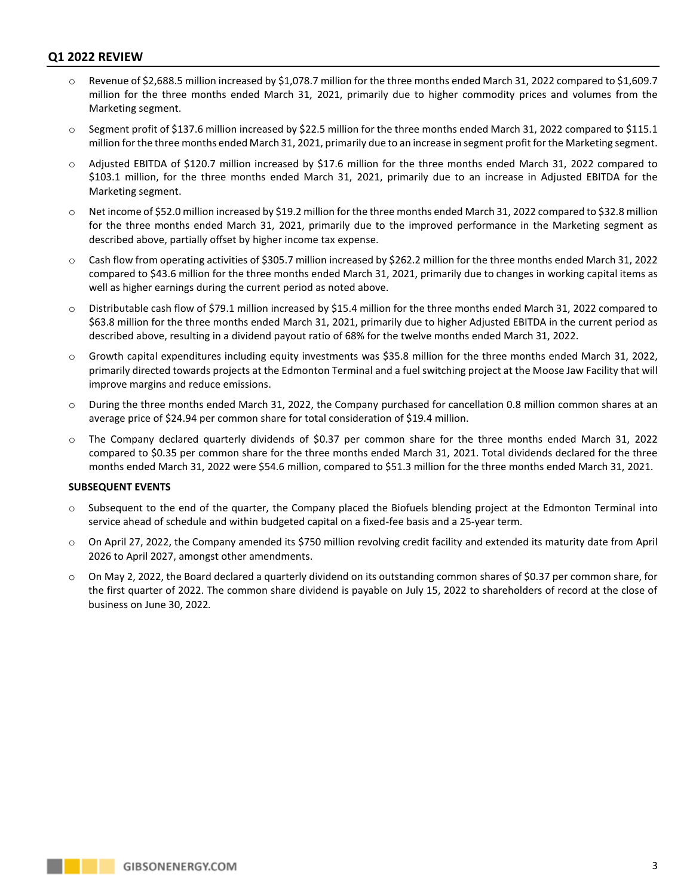## Q1 2022 REVIEW

- Revenue of $2,688.5 million increased by $1,078.7 million for the three months ended March 31, 2022 compared to $1,609.7 million for the three months ended March 31, 2021, primarily due to higher commodity prices and volumes from the Marketing segment.
- Segment profit of $137.6 million increased by $22.5 million for the three months ended March 31, 2022 compared to $115.1 million for the three months ended March 31, 2021, primarily due to an increase in segment profit for the Marketing segment.
- Adjusted EBITDA of $120.7 million increased by $17.6 million for the three months ended March 31, 2022 compared to $103.1 million, for the three months ended March 31, 2021, primarily due to an increase in Adjusted EBITDA for the Marketing segment.
- Net income of $52.0 million increased by $19.2 million for the three months ended March 31, 2022 compared to $32.8 million for the three months ended March 31, 2021, primarily due to the improved performance in the Marketing segment as described above, partially offset by higher income tax expense.
- Cash flow from operating activities of $305.7 million increased by $262.2 million for the three months ended March 31, 2022 compared to $43.6 million for the three months ended March 31, 2021, primarily due to changes in working capital items as well as higher earnings during the current period as noted above.
- Distributable cash flow of $79.1 million increased by $15.4 million for the three months ended March 31, 2022 compared to $63.8 million for the three months ended March 31, 2021, primarily due to higher Adjusted EBITDA in the current period as described above, resulting in a dividend payout ratio of 68% for the twelve months ended March 31, 2022.
- Growth capital expenditures including equity investments was $35.8 million for the three months ended March 31, 2022, primarily directed towards projects at the Edmonton Terminal and a fuel switching project at the Moose Jaw Facility that will improve margins and reduce emissions.
- During the three months ended March 31, 2022, the Company purchased for cancellation 0.8 million common shares at an average price of $24.94 per common share for total consideration of $19.4 million.
- The Company declared quarterly dividends of $0.37 per common share for the three months ended March 31, 2022 compared to $0.35 per common share for the three months ended March 31, 2021. Total dividends declared for the three months ended March 31, 2022 were $54.6 million, compared to $51.3 million for the three months ended March 31, 2021.

### SUBSEQUENT EVENTS

- Subsequent to the end of the quarter, the Company placed the Biofuels blending project at the Edmonton Terminal into service ahead of schedule and within budgeted capital on a fixed-fee basis and a 25-year term.
- On April 27, 2022, the Company amended its $750 million revolving credit facility and extended its maturity date from April 2026 to April 2027, amongst other amendments.
- On May 2, 2022, the Board declared a quarterly dividend on its outstanding common shares of $0.37 per common share, for the first quarter of 2022. The common share dividend is payable on July 15, 2022 to shareholders of record at the close of business on June 30, 2022.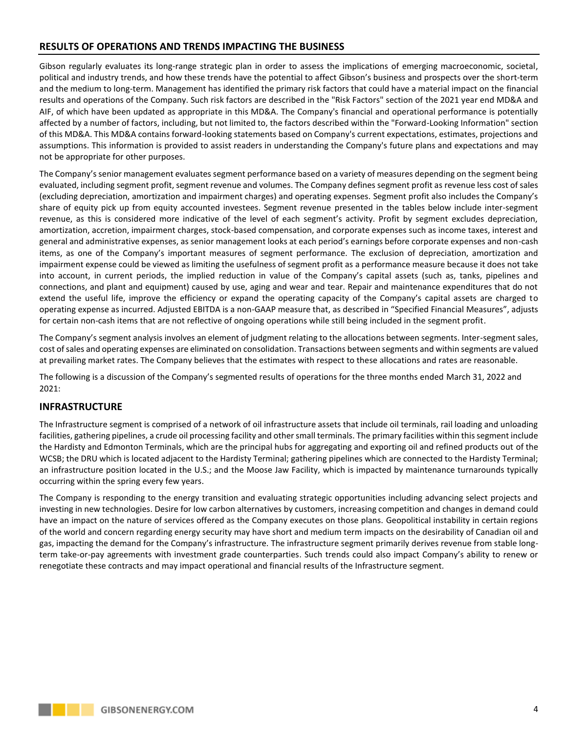## RESULTS OF OPERATIONS AND TRENDS IMPACTING THE BUSINESS

Gibson regularly evaluates its long-range strategic plan in order to assess the implications of emerging macroeconomic, societal, political and industry trends, and how these trends have the potential to affect Gibson's business and prospects over the short-term and the medium to long-term. Management has identified the primary risk factors that could have a material impact on the financial results and operations of the Company. Such risk factors are described in the "Risk Factors" section of the 2021 year end MD&A and AIF, of which have been updated as appropriate in this MD&A. The Company's financial and operational performance is potentially affected by a number of factors, including, but not limited to, the factors described within the "Forward-Looking Information" section of this MD&A. This MD&A contains forward-looking statements based on Company's current expectations, estimates, projections and assumptions. This information is provided to assist readers in understanding the Company's future plans and expectations and may not be appropriate for other purposes.

The Company's senior management evaluates segment performance based on a variety of measures depending on the segment being evaluated, including segment profit, segment revenue and volumes. The Company defines segment profit as revenue less cost of sales (excluding depreciation, amortization and impairment charges) and operating expenses. Segment profit also includes the Company's share of equity pick up from equity accounted investees. Segment revenue presented in the tables below include inter-segment revenue, as this is considered more indicative of the level of each segment's activity. Profit by segment excludes depreciation, amortization, accretion, impairment charges, stock-based compensation, and corporate expenses such as income taxes, interest and general and administrative expenses, as senior management looks at each period's earnings before corporate expenses and non-cash items, as one of the Company's important measures of segment performance. The exclusion of depreciation, amortization and impairment expense could be viewed as limiting the usefulness of segment profit as a performance measure because it does not take into account, in current periods, the implied reduction in value of the Company's capital assets (such as, tanks, pipelines and connections, and plant and equipment) caused by use, aging and wear and tear. Repair and maintenance expenditures that do not extend the useful life, improve the efficiency or expand the operating capacity of the Company's capital assets are charged to operating expense as incurred. Adjusted EBITDA is a non-GAAP measure that, as described in "Specified Financial Measures", adjusts for certain non-cash items that are not reflective of ongoing operations while still being included in the segment profit.

The Company's segment analysis involves an element of judgment relating to the allocations between segments. Inter-segment sales, cost of sales and operating expenses are eliminated on consolidation. Transactions between segments and within segments are valued at prevailing market rates. The Company believes that the estimates with respect to these allocations and rates are reasonable.

The following is a discussion of the Company's segmented results of operations for the three months ended March 31, 2022 and 2021:

### INFRASTRUCTURE

The Infrastructure segment is comprised of a network of oil infrastructure assets that include oil terminals, rail loading and unloading facilities, gathering pipelines, a crude oil processing facility and other small terminals. The primary facilities within this segment include the Hardisty and Edmonton Terminals, which are the principal hubs for aggregating and exporting oil and refined products out of the WCSB; the DRU which is located adjacent to the Hardisty Terminal; gathering pipelines which are connected to the Hardisty Terminal; an infrastructure position located in the U.S.; and the Moose Jaw Facility, which is impacted by maintenance turnarounds typically occurring within the spring every few years.

The Company is responding to the energy transition and evaluating strategic opportunities including advancing select projects and investing in new technologies. Desire for low carbon alternatives by customers, increasing competition and changes in demand could have an impact on the nature of services offered as the Company executes on those plans. Geopolitical instability in certain regions of the world and concern regarding energy security may have short and medium term impacts on the desirability of Canadian oil and gas, impacting the demand for the Company's infrastructure. The infrastructure segment primarily derives revenue from stable long-term take-or-pay agreements with investment grade counterparties. Such trends could also impact Company's ability to renew or renegotiate these contracts and may impact operational and financial results of the Infrastructure segment.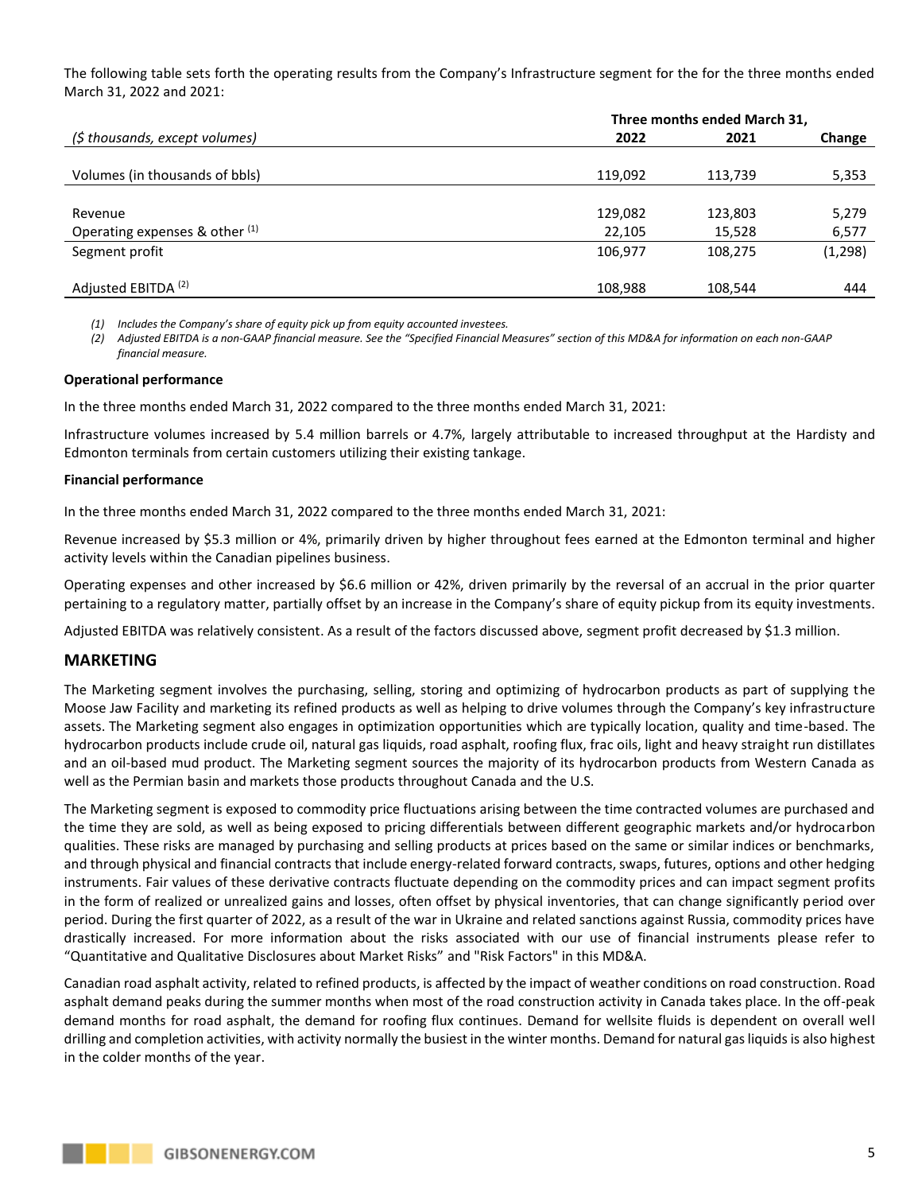The following table sets forth the operating results from the Company's Infrastructure segment for the for the three months ended March 31, 2022 and 2021:

| *($ thousands, except volumes)* | Three months ended March 31, 2022 | 2021 | Change |
|---|---|---|---|
| Volumes (in thousands of bbls) | 119,092 | 113,739 | 5,353 |
| Revenue | 129,082 | 123,803 | 5,279 |
| Operating expenses & other [(1)] | 22,105 | 15,528 | 6,577 |
| Segment profit | 106,977 | 108,275 | (1,298) |
| Adjusted EBITDA [(2)] | 108,988 | 108,544 | 444 |

*(1) Includes the Company's share of equity pick up from equity accounted investees.*

*(2) Adjusted EBITDA is a non-GAAP financial measure. See the "Specified Financial Measures" section of this MD&A for information on each non-GAAP financial measure.*

**Operational performance**

In the three months ended March 31, 2022 compared to the three months ended March 31, 2021:

Infrastructure volumes increased by 5.4 million barrels or 4.7%, largely attributable to increased throughput at the Hardisty and Edmonton terminals from certain customers utilizing their existing tankage.

**Financial performance**

In the three months ended March 31, 2022 compared to the three months ended March 31, 2021:

Revenue increased by $5.3 million or 4%, primarily driven by higher throughout fees earned at the Edmonton terminal and higher activity levels within the Canadian pipelines business.

Operating expenses and other increased by $6.6 million or 42%, driven primarily by the reversal of an accrual in the prior quarter pertaining to a regulatory matter, partially offset by an increase in the Company's share of equity pickup from its equity investments.

Adjusted EBITDA was relatively consistent. As a result of the factors discussed above, segment profit decreased by $1.3 million.

## MARKETING

The Marketing segment involves the purchasing, selling, storing and optimizing of hydrocarbon products as part of supplying the Moose Jaw Facility and marketing its refined products as well as helping to drive volumes through the Company's key infrastructure assets. The Marketing segment also engages in optimization opportunities which are typically location, quality and time-based. The hydrocarbon products include crude oil, natural gas liquids, road asphalt, roofing flux, frac oils, light and heavy straight run distillates and an oil-based mud product. The Marketing segment sources the majority of its hydrocarbon products from Western Canada as well as the Permian basin and markets those products throughout Canada and the U.S.

The Marketing segment is exposed to commodity price fluctuations arising between the time contracted volumes are purchased and the time they are sold, as well as being exposed to pricing differentials between different geographic markets and/or hydrocarbon qualities. These risks are managed by purchasing and selling products at prices based on the same or similar indices or benchmarks, and through physical and financial contracts that include energy-related forward contracts, swaps, futures, options and other hedging instruments. Fair values of these derivative contracts fluctuate depending on the commodity prices and can impact segment profits in the form of realized or unrealized gains and losses, often offset by physical inventories, that can change significantly period over period. During the first quarter of 2022, as a result of the war in Ukraine and related sanctions against Russia, commodity prices have drastically increased. For more information about the risks associated with our use of financial instruments please refer to "Quantitative and Qualitative Disclosures about Market Risks" and "Risk Factors" in this MD&A.

Canadian road asphalt activity, related to refined products, is affected by the impact of weather conditions on road construction. Road asphalt demand peaks during the summer months when most of the road construction activity in Canada takes place. In the off-peak demand months for road asphalt, the demand for roofing flux continues. Demand for wellsite fluids is dependent on overall well drilling and completion activities, with activity normally the busiest in the winter months. Demand for natural gas liquids is also highest in the colder months of the year.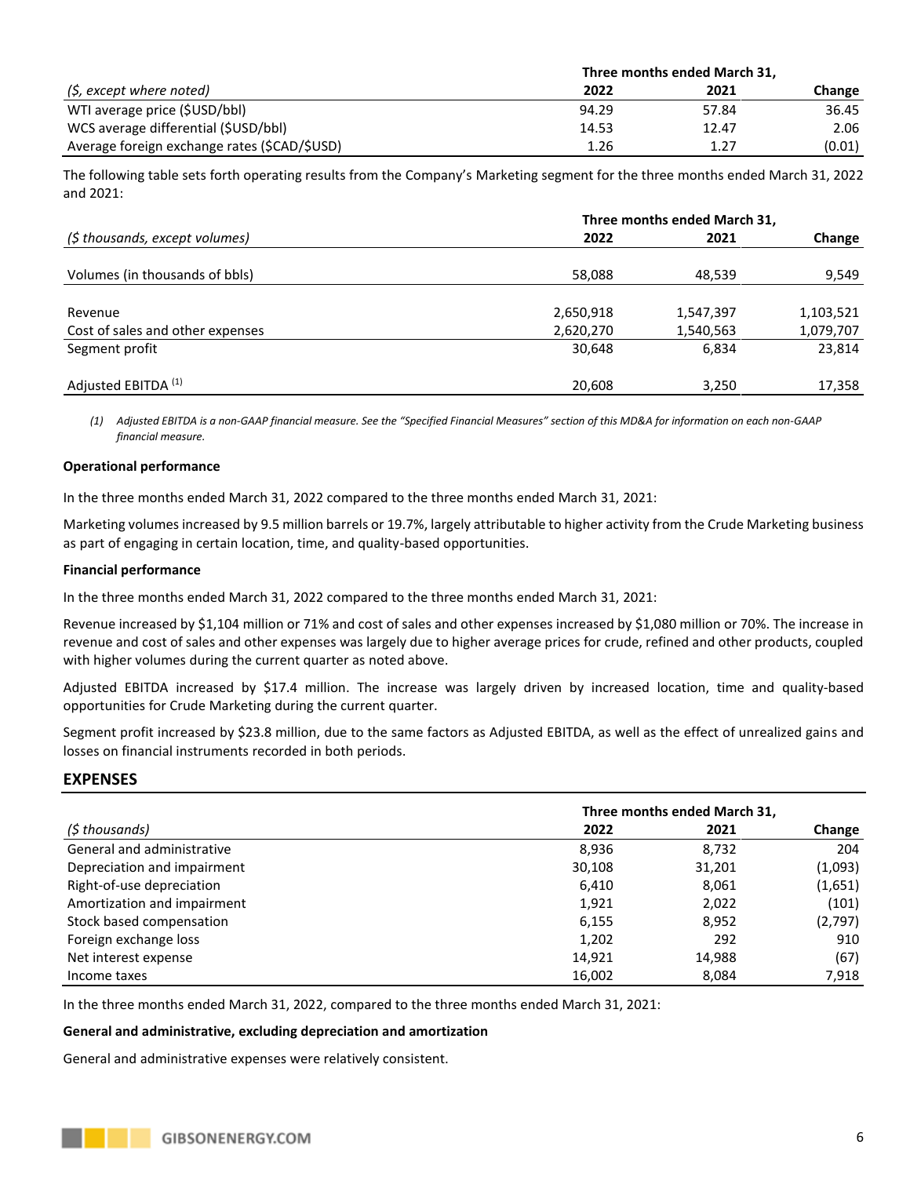| | Three months ended March 31, | | |
|---|---|---|---|
| *($, except where noted)* | **2022** | **2021** | **Change** |
| WTI average price ($USD/bbl) | 94.29 | 57.84 | 36.45 |
| WCS average differential ($USD/bbl) | 14.53 | 12.47 | 2.06 |
| Average foreign exchange rates ($CAD/$USD) | 1.26 | 1.27 | (0.01) |

The following table sets forth operating results from the Company's Marketing segment for the three months ended March 31, 2022 and 2021:

| | Three months ended March 31, | | |
|---|---|---|---|
| *($ thousands, except volumes)* | **2022** | **2021** | **Change** |
| Volumes (in thousands of bbls) | 58,088 | 48,539 | 9,549 |
| Revenue | 2,650,918 | 1,547,397 | 1,103,521 |
| Cost of sales and other expenses | 2,620,270 | 1,540,563 | 1,079,707 |
| Segment profit | 30,648 | 6,834 | 23,814 |
| Adjusted EBITDA (1) | 20,608 | 3,250 | 17,358 |

*(1) Adjusted EBITDA is a non-GAAP financial measure. See the "Specified Financial Measures" section of this MD&A for information on each non-GAAP financial measure.*

**Operational performance**

In the three months ended March 31, 2022 compared to the three months ended March 31, 2021:

Marketing volumes increased by 9.5 million barrels or 19.7%, largely attributable to higher activity from the Crude Marketing business as part of engaging in certain location, time, and quality-based opportunities.

**Financial performance**

In the three months ended March 31, 2022 compared to the three months ended March 31, 2021:

Revenue increased by $1,104 million or 71% and cost of sales and other expenses increased by $1,080 million or 70%. The increase in revenue and cost of sales and other expenses was largely due to higher average prices for crude, refined and other products, coupled with higher volumes during the current quarter as noted above.

Adjusted EBITDA increased by $17.4 million. The increase was largely driven by increased location, time and quality-based opportunities for Crude Marketing during the current quarter.

Segment profit increased by $23.8 million, due to the same factors as Adjusted EBITDA, as well as the effect of unrealized gains and losses on financial instruments recorded in both periods.

## EXPENSES

| | Three months ended March 31, | | |
|---|---|---|---|
| *($ thousands)* | **2022** | **2021** | **Change** |
| General and administrative | 8,936 | 8,732 | 204 |
| Depreciation and impairment | 30,108 | 31,201 | (1,093) |
| Right-of-use depreciation | 6,410 | 8,061 | (1,651) |
| Amortization and impairment | 1,921 | 2,022 | (101) |
| Stock based compensation | 6,155 | 8,952 | (2,797) |
| Foreign exchange loss | 1,202 | 292 | 910 |
| Net interest expense | 14,921 | 14,988 | (67) |
| Income taxes | 16,002 | 8,084 | 7,918 |

In the three months ended March 31, 2022, compared to the three months ended March 31, 2021:

**General and administrative, excluding depreciation and amortization**

General and administrative expenses were relatively consistent.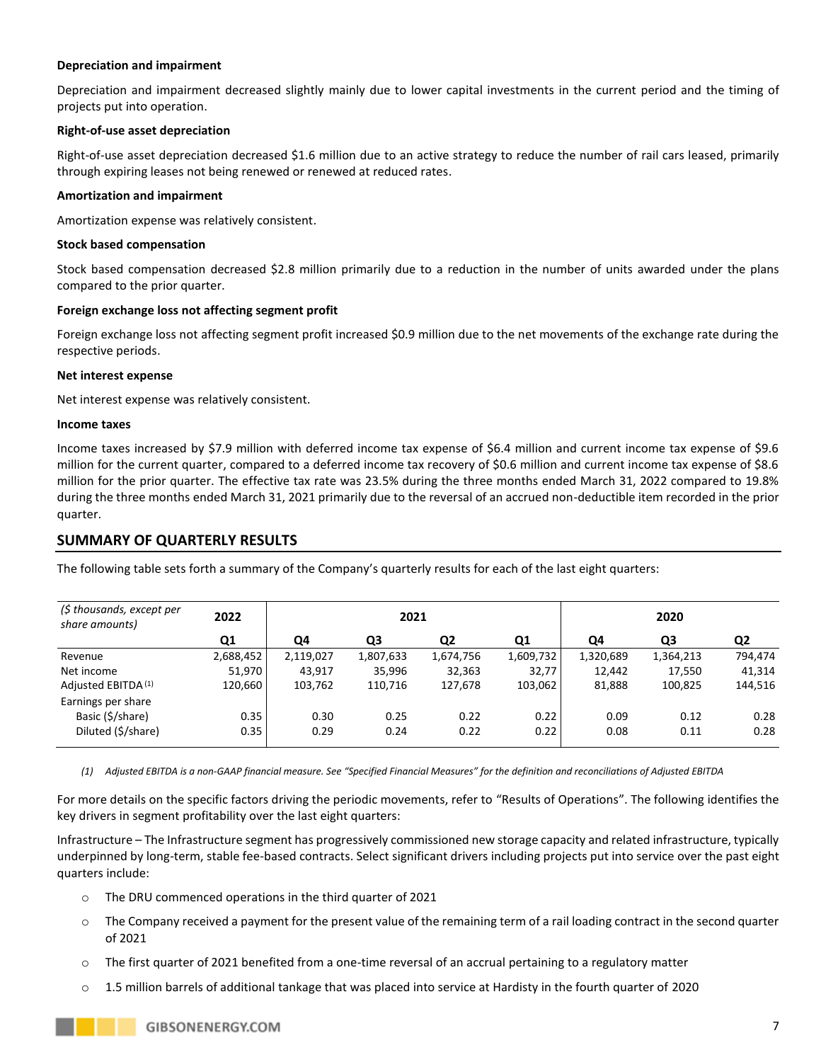**Depreciation and impairment**

Depreciation and impairment decreased slightly mainly due to lower capital investments in the current period and the timing of projects put into operation.

**Right-of-use asset depreciation**

Right-of-use asset depreciation decreased $1.6 million due to an active strategy to reduce the number of rail cars leased, primarily through expiring leases not being renewed or renewed at reduced rates.

**Amortization and impairment**

Amortization expense was relatively consistent.

**Stock based compensation**

Stock based compensation decreased $2.8 million primarily due to a reduction in the number of units awarded under the plans compared to the prior quarter.

**Foreign exchange loss not affecting segment profit**

Foreign exchange loss not affecting segment profit increased $0.9 million due to the net movements of the exchange rate during the respective periods.

**Net interest expense**

Net interest expense was relatively consistent.

**Income taxes**

Income taxes increased by $7.9 million with deferred income tax expense of $6.4 million and current income tax expense of $9.6 million for the current quarter, compared to a deferred income tax recovery of $0.6 million and current income tax expense of $8.6 million for the prior quarter. The effective tax rate was 23.5% during the three months ended March 31, 2022 compared to 19.8% during the three months ended March 31, 2021 primarily due to the reversal of an accrued non-deductible item recorded in the prior quarter.

## SUMMARY OF QUARTERLY RESULTS

The following table sets forth a summary of the Company's quarterly results for each of the last eight quarters:

| *($ thousands, except per share amounts)* | 2022 | 2021 | | | | 2020 | | |
|---|---|---|---|---|---|---|---|---|
| | Q1 | Q4 | Q3 | Q2 | Q1 | Q4 | Q3 | Q2 |
| Revenue | 2,688,452 | 2,119,027 | 1,807,633 | 1,674,756 | 1,609,732 | 1,320,689 | 1,364,213 | 794,474 |
| Net income | 51,970 | 43,917 | 35,996 | 32,363 | 32,77 | 12,442 | 17,550 | 41,314 |
| Adjusted EBITDA (1) | 120,660 | 103,762 | 110,716 | 127,678 | 103,062 | 81,888 | 100,825 | 144,516 |
| Earnings per share | | | | | | | | |
| Basic ($/share) | 0.35 | 0.30 | 0.25 | 0.22 | 0.22 | 0.09 | 0.12 | 0.28 |
| Diluted ($/share) | 0.35 | 0.29 | 0.24 | 0.22 | 0.22 | 0.08 | 0.11 | 0.28 |

*(1) Adjusted EBITDA is a non-GAAP financial measure. See "Specified Financial Measures" for the definition and reconciliations of Adjusted EBITDA*

For more details on the specific factors driving the periodic movements, refer to "Results of Operations". The following identifies the key drivers in segment profitability over the last eight quarters:

Infrastructure – The Infrastructure segment has progressively commissioned new storage capacity and related infrastructure, typically underpinned by long-term, stable fee-based contracts. Select significant drivers including projects put into service over the past eight quarters include:

- The DRU commenced operations in the third quarter of 2021
- The Company received a payment for the present value of the remaining term of a rail loading contract in the second quarter of 2021
- The first quarter of 2021 benefited from a one-time reversal of an accrual pertaining to a regulatory matter
- 1.5 million barrels of additional tankage that was placed into service at Hardisty in the fourth quarter of 2020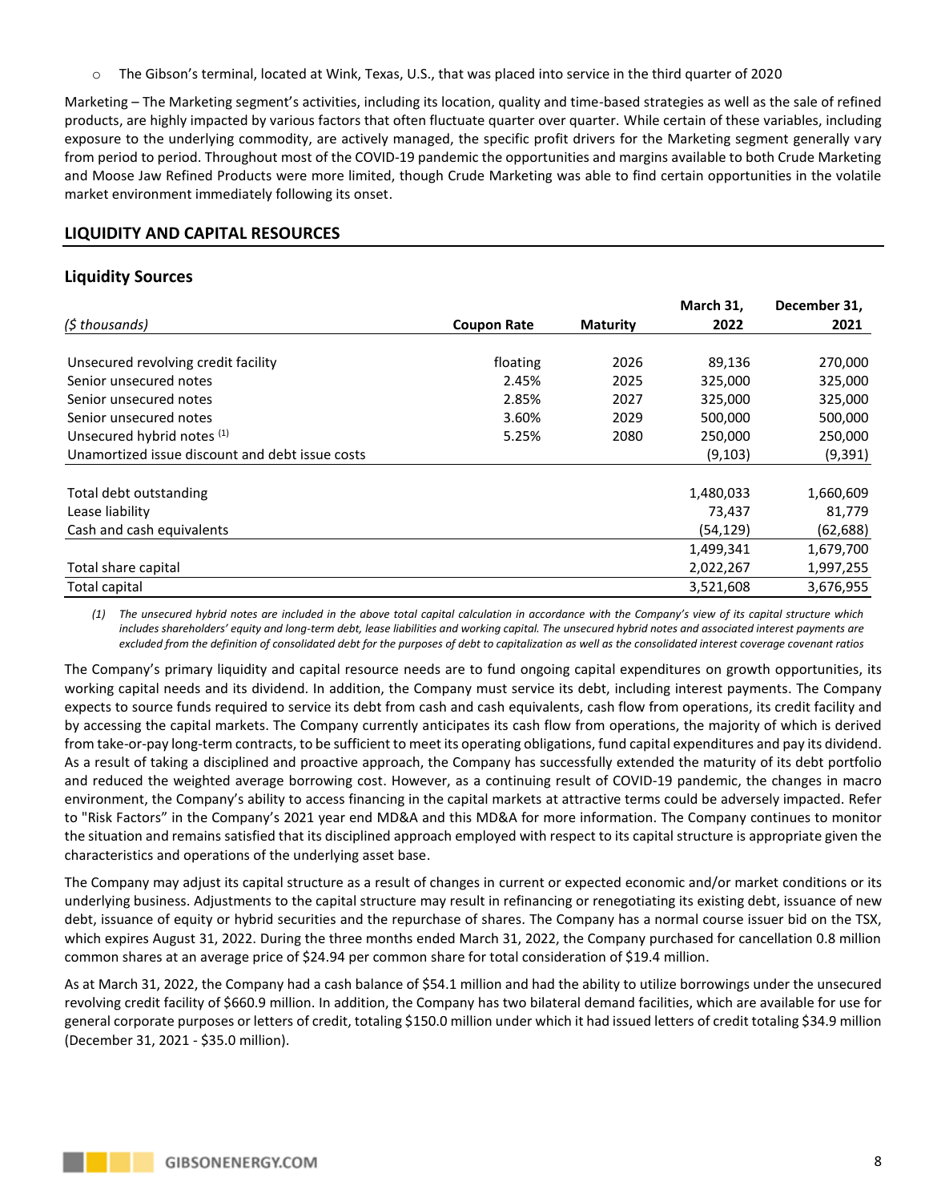- The Gibson's terminal, located at Wink, Texas, U.S., that was placed into service in the third quarter of 2020

Marketing – The Marketing segment's activities, including its location, quality and time-based strategies as well as the sale of refined products, are highly impacted by various factors that often fluctuate quarter over quarter. While certain of these variables, including exposure to the underlying commodity, are actively managed, the specific profit drivers for the Marketing segment generally vary from period to period. Throughout most of the COVID-19 pandemic the opportunities and margins available to both Crude Marketing and Moose Jaw Refined Products were more limited, though Crude Marketing was able to find certain opportunities in the volatile market environment immediately following its onset.

## LIQUIDITY AND CAPITAL RESOURCES

### Liquidity Sources

| *($ thousands)* | Coupon Rate | Maturity | March 31, 2022 | December 31, 2021 |
|---|---|---|---|---|
| Unsecured revolving credit facility | floating | 2026 | 89,136 | 270,000 |
| Senior unsecured notes | 2.45% | 2025 | 325,000 | 325,000 |
| Senior unsecured notes | 2.85% | 2027 | 325,000 | 325,000 |
| Senior unsecured notes | 3.60% | 2029 | 500,000 | 500,000 |
| Unsecured hybrid notes [(1)] | 5.25% | 2080 | 250,000 | 250,000 |
| Unamortized issue discount and debt issue costs | | | (9,103) | (9,391) |
| Total debt outstanding | | | 1,480,033 | 1,660,609 |
| Lease liability | | | 73,437 | 81,779 |
| Cash and cash equivalents | | | (54,129) | (62,688) |
| | | | 1,499,341 | 1,679,700 |
| Total share capital | | | 2,022,267 | 1,997,255 |
| Total capital | | | 3,521,608 | 3,676,955 |

*(1) The unsecured hybrid notes are included in the above total capital calculation in accordance with the Company's view of its capital structure which includes shareholders' equity and long-term debt, lease liabilities and working capital. The unsecured hybrid notes and associated interest payments are excluded from the definition of consolidated debt for the purposes of debt to capitalization as well as the consolidated interest coverage covenant ratios*

The Company's primary liquidity and capital resource needs are to fund ongoing capital expenditures on growth opportunities, its working capital needs and its dividend. In addition, the Company must service its debt, including interest payments. The Company expects to source funds required to service its debt from cash and cash equivalents, cash flow from operations, its credit facility and by accessing the capital markets. The Company currently anticipates its cash flow from operations, the majority of which is derived from take-or-pay long-term contracts, to be sufficient to meet its operating obligations, fund capital expenditures and pay its dividend. As a result of taking a disciplined and proactive approach, the Company has successfully extended the maturity of its debt portfolio and reduced the weighted average borrowing cost. However, as a continuing result of COVID-19 pandemic, the changes in macro environment, the Company's ability to access financing in the capital markets at attractive terms could be adversely impacted. Refer to "Risk Factors" in the Company's 2021 year end MD&A and this MD&A for more information. The Company continues to monitor the situation and remains satisfied that its disciplined approach employed with respect to its capital structure is appropriate given the characteristics and operations of the underlying asset base.

The Company may adjust its capital structure as a result of changes in current or expected economic and/or market conditions or its underlying business. Adjustments to the capital structure may result in refinancing or renegotiating its existing debt, issuance of new debt, issuance of equity or hybrid securities and the repurchase of shares. The Company has a normal course issuer bid on the TSX, which expires August 31, 2022. During the three months ended March 31, 2022, the Company purchased for cancellation 0.8 million common shares at an average price of $24.94 per common share for total consideration of $19.4 million.

As at March 31, 2022, the Company had a cash balance of $54.1 million and had the ability to utilize borrowings under the unsecured revolving credit facility of $660.9 million. In addition, the Company has two bilateral demand facilities, which are available for use for general corporate purposes or letters of credit, totaling $150.0 million under which it had issued letters of credit totaling $34.9 million (December 31, 2021 - $35.0 million).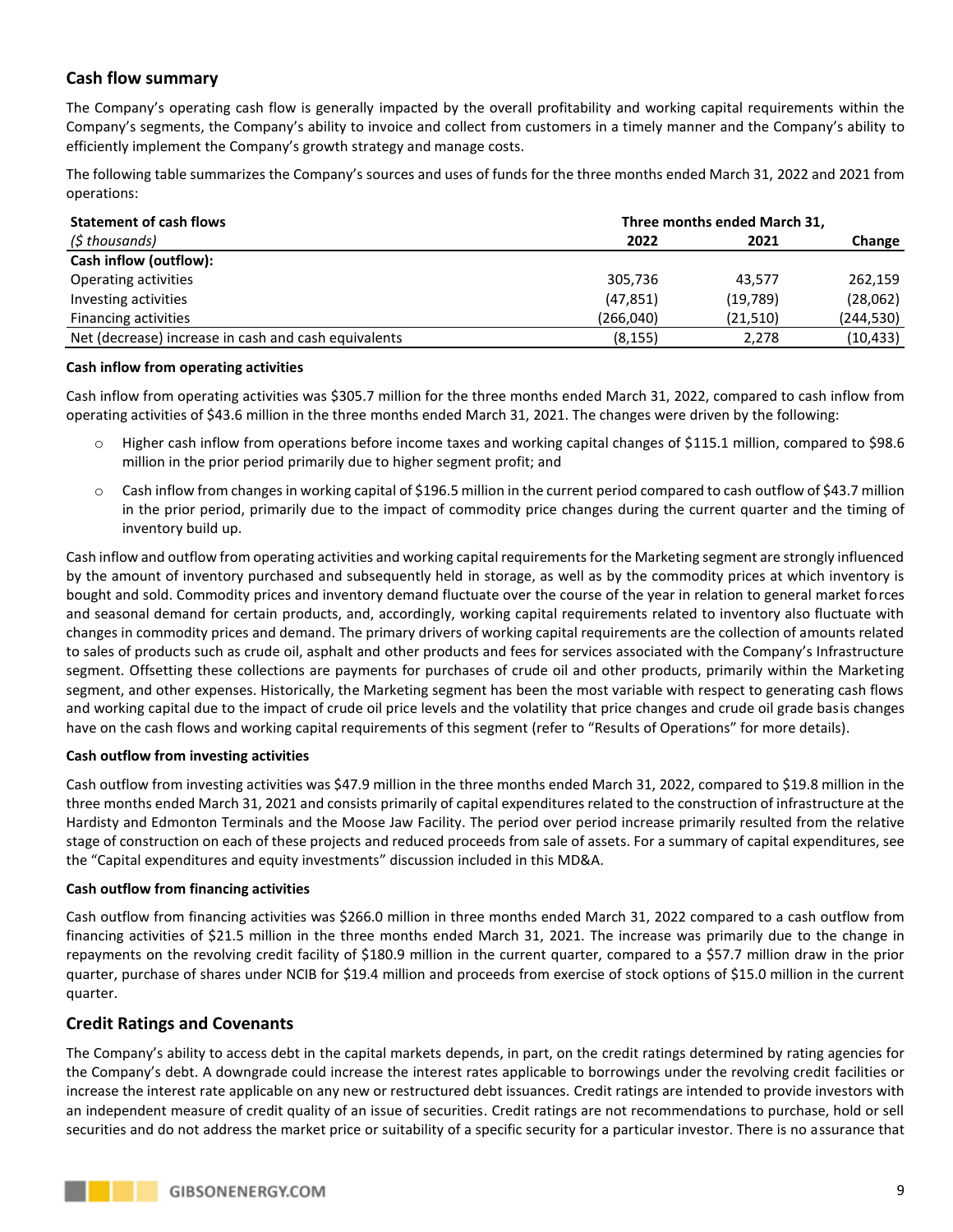## Cash flow summary

The Company's operating cash flow is generally impacted by the overall profitability and working capital requirements within the Company's segments, the Company's ability to invoice and collect from customers in a timely manner and the Company's ability to efficiently implement the Company's growth strategy and manage costs.

The following table summarizes the Company's sources and uses of funds for the three months ended March 31, 2022 and 2021 from operations:

| **Statement of cash flows** | **Three months ended March 31,** | | |
|---|---|---|---|
| *($ thousands)* | **2022** | **2021** | **Change** |
| **Cash inflow (outflow):** | | | |
| Operating activities | 305,736 | 43,577 | 262,159 |
| Investing activities | (47,851) | (19,789) | (28,062) |
| Financing activities | (266,040) | (21,510) | (244,530) |
| Net (decrease) increase in cash and cash equivalents | (8,155) | 2,278 | (10,433) |

**Cash inflow from operating activities**

Cash inflow from operating activities was $305.7 million for the three months ended March 31, 2022, compared to cash inflow from operating activities of $43.6 million in the three months ended March 31, 2021. The changes were driven by the following:

- Higher cash inflow from operations before income taxes and working capital changes of $115.1 million, compared to $98.6 million in the prior period primarily due to higher segment profit; and
- Cash inflow from changes in working capital of $196.5 million in the current period compared to cash outflow of $43.7 million in the prior period, primarily due to the impact of commodity price changes during the current quarter and the timing of inventory build up.

Cash inflow and outflow from operating activities and working capital requirements for the Marketing segment are strongly influenced by the amount of inventory purchased and subsequently held in storage, as well as by the commodity prices at which inventory is bought and sold. Commodity prices and inventory demand fluctuate over the course of the year in relation to general market forces and seasonal demand for certain products, and, accordingly, working capital requirements related to inventory also fluctuate with changes in commodity prices and demand. The primary drivers of working capital requirements are the collection of amounts related to sales of products such as crude oil, asphalt and other products and fees for services associated with the Company's Infrastructure segment. Offsetting these collections are payments for purchases of crude oil and other products, primarily within the Marketing segment, and other expenses. Historically, the Marketing segment has been the most variable with respect to generating cash flows and working capital due to the impact of crude oil price levels and the volatility that price changes and crude oil grade basis changes have on the cash flows and working capital requirements of this segment (refer to "Results of Operations" for more details).

**Cash outflow from investing activities**

Cash outflow from investing activities was $47.9 million in the three months ended March 31, 2022, compared to $19.8 million in the three months ended March 31, 2021 and consists primarily of capital expenditures related to the construction of infrastructure at the Hardisty and Edmonton Terminals and the Moose Jaw Facility. The period over period increase primarily resulted from the relative stage of construction on each of these projects and reduced proceeds from sale of assets. For a summary of capital expenditures, see the "Capital expenditures and equity investments" discussion included in this MD&A.

**Cash outflow from financing activities**

Cash outflow from financing activities was $266.0 million in three months ended March 31, 2022 compared to a cash outflow from financing activities of $21.5 million in the three months ended March 31, 2021. The increase was primarily due to the change in repayments on the revolving credit facility of $180.9 million in the current quarter, compared to a $57.7 million draw in the prior quarter, purchase of shares under NCIB for $19.4 million and proceeds from exercise of stock options of $15.0 million in the current quarter.

## Credit Ratings and Covenants

The Company's ability to access debt in the capital markets depends, in part, on the credit ratings determined by rating agencies for the Company's debt. A downgrade could increase the interest rates applicable to borrowings under the revolving credit facilities or increase the interest rate applicable on any new or restructured debt issuances. Credit ratings are intended to provide investors with an independent measure of credit quality of an issue of securities. Credit ratings are not recommendations to purchase, hold or sell securities and do not address the market price or suitability of a specific security for a particular investor. There is no assurance that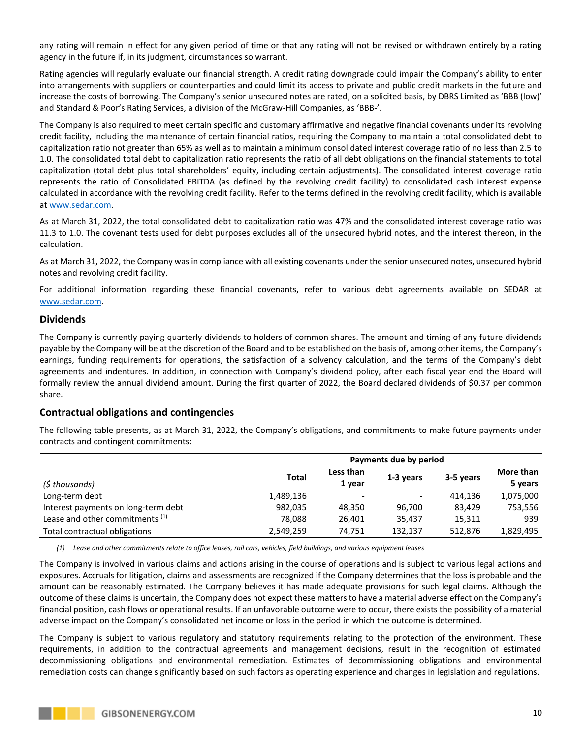any rating will remain in effect for any given period of time or that any rating will not be revised or withdrawn entirely by a rating agency in the future if, in its judgment, circumstances so warrant.

Rating agencies will regularly evaluate our financial strength. A credit rating downgrade could impair the Company's ability to enter into arrangements with suppliers or counterparties and could limit its access to private and public credit markets in the future and increase the costs of borrowing. The Company's senior unsecured notes are rated, on a solicited basis, by DBRS Limited as 'BBB (low)' and Standard & Poor's Rating Services, a division of the McGraw-Hill Companies, as 'BBB-'.

The Company is also required to meet certain specific and customary affirmative and negative financial covenants under its revolving credit facility, including the maintenance of certain financial ratios, requiring the Company to maintain a total consolidated debt to capitalization ratio not greater than 65% as well as to maintain a minimum consolidated interest coverage ratio of no less than 2.5 to 1.0. The consolidated total debt to capitalization ratio represents the ratio of all debt obligations on the financial statements to total capitalization (total debt plus total shareholders' equity, including certain adjustments). The consolidated interest coverage ratio represents the ratio of Consolidated EBITDA (as defined by the revolving credit facility) to consolidated cash interest expense calculated in accordance with the revolving credit facility. Refer to the terms defined in the revolving credit facility, which is available at www.sedar.com.

As at March 31, 2022, the total consolidated debt to capitalization ratio was 47% and the consolidated interest coverage ratio was 11.3 to 1.0. The covenant tests used for debt purposes excludes all of the unsecured hybrid notes, and the interest thereon, in the calculation.

As at March 31, 2022, the Company was in compliance with all existing covenants under the senior unsecured notes, unsecured hybrid notes and revolving credit facility.

For additional information regarding these financial covenants, refer to various debt agreements available on SEDAR at www.sedar.com.

## Dividends

The Company is currently paying quarterly dividends to holders of common shares. The amount and timing of any future dividends payable by the Company will be at the discretion of the Board and to be established on the basis of, among other items, the Company's earnings, funding requirements for operations, the satisfaction of a solvency calculation, and the terms of the Company's debt agreements and indentures. In addition, in connection with Company's dividend policy, after each fiscal year end the Board will formally review the annual dividend amount. During the first quarter of 2022, the Board declared dividends of $0.37 per common share.

## Contractual obligations and contingencies

The following table presents, as at March 31, 2022, the Company's obligations, and commitments to make future payments under contracts and contingent commitments:

| | | Payments due by period | | | |
|---|---|---|---|---|---|
| *($ thousands)* | **Total** | **Less than 1 year** | **1-3 years** | **3-5 years** | **More than 5 years** |
| Long-term debt | 1,489,136 | - | - | 414,136 | 1,075,000 |
| Interest payments on long-term debt | 982,035 | 48,350 | 96,700 | 83,429 | 753,556 |
| Lease and other commitments [(1)] | 78,088 | 26,401 | 35,437 | 15,311 | 939 |
| Total contractual obligations | 2,549,259 | 74,751 | 132,137 | 512,876 | 1,829,495 |

*(1) Lease and other commitments relate to office leases, rail cars, vehicles, field buildings, and various equipment leases*

The Company is involved in various claims and actions arising in the course of operations and is subject to various legal actions and exposures. Accruals for litigation, claims and assessments are recognized if the Company determines that the loss is probable and the amount can be reasonably estimated. The Company believes it has made adequate provisions for such legal claims. Although the outcome of these claims is uncertain, the Company does not expect these matters to have a material adverse effect on the Company's financial position, cash flows or operational results. If an unfavorable outcome were to occur, there exists the possibility of a material adverse impact on the Company's consolidated net income or loss in the period in which the outcome is determined.

The Company is subject to various regulatory and statutory requirements relating to the protection of the environment. These requirements, in addition to the contractual agreements and management decisions, result in the recognition of estimated decommissioning obligations and environmental remediation. Estimates of decommissioning obligations and environmental remediation costs can change significantly based on such factors as operating experience and changes in legislation and regulations.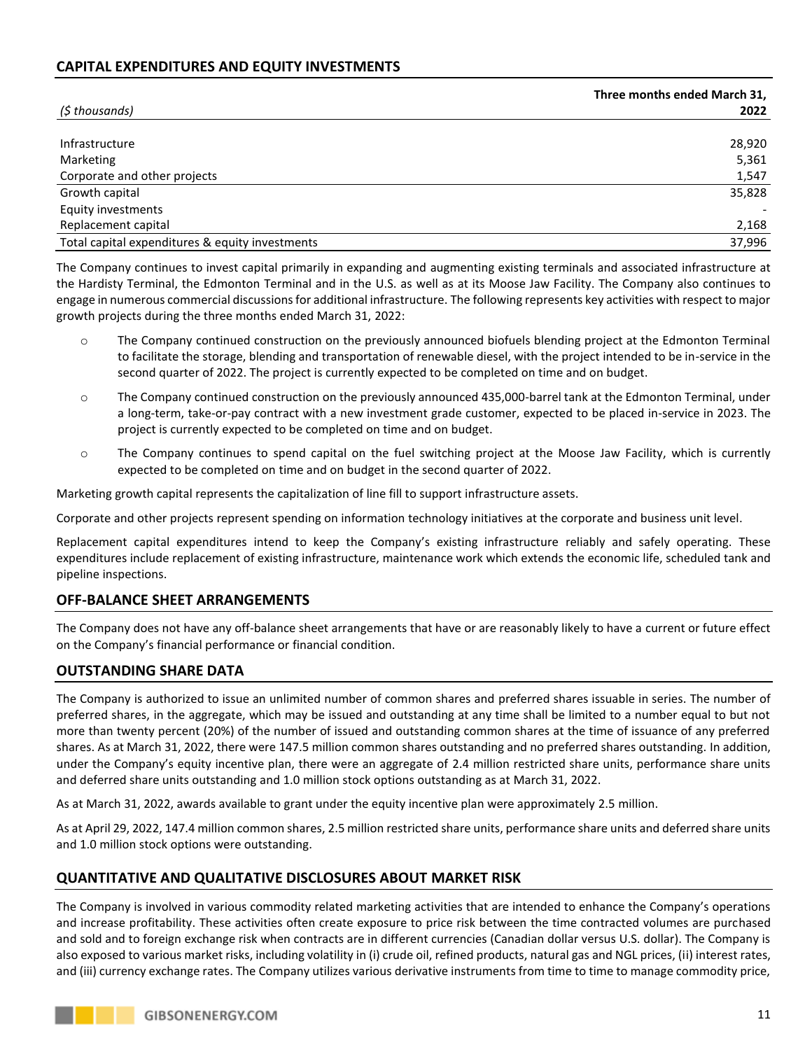## CAPITAL EXPENDITURES AND EQUITY INVESTMENTS

| *($ thousands)* | Three months ended March 31, 2022 |
|---|---|
| Infrastructure | 28,920 |
| Marketing | 5,361 |
| Corporate and other projects | 1,547 |
| Growth capital | 35,828 |
| Equity investments | - |
| Replacement capital | 2,168 |
| Total capital expenditures & equity investments | 37,996 |

The Company continues to invest capital primarily in expanding and augmenting existing terminals and associated infrastructure at the Hardisty Terminal, the Edmonton Terminal and in the U.S. as well as at its Moose Jaw Facility. The Company also continues to engage in numerous commercial discussions for additional infrastructure. The following represents key activities with respect to major growth projects during the three months ended March 31, 2022:

- The Company continued construction on the previously announced biofuels blending project at the Edmonton Terminal to facilitate the storage, blending and transportation of renewable diesel, with the project intended to be in-service in the second quarter of 2022. The project is currently expected to be completed on time and on budget.
- The Company continued construction on the previously announced 435,000-barrel tank at the Edmonton Terminal, under a long-term, take-or-pay contract with a new investment grade customer, expected to be placed in-service in 2023. The project is currently expected to be completed on time and on budget.
- The Company continues to spend capital on the fuel switching project at the Moose Jaw Facility, which is currently expected to be completed on time and on budget in the second quarter of 2022.

Marketing growth capital represents the capitalization of line fill to support infrastructure assets.

Corporate and other projects represent spending on information technology initiatives at the corporate and business unit level.

Replacement capital expenditures intend to keep the Company's existing infrastructure reliably and safely operating. These expenditures include replacement of existing infrastructure, maintenance work which extends the economic life, scheduled tank and pipeline inspections.

## OFF-BALANCE SHEET ARRANGEMENTS

The Company does not have any off-balance sheet arrangements that have or are reasonably likely to have a current or future effect on the Company's financial performance or financial condition.

## OUTSTANDING SHARE DATA

The Company is authorized to issue an unlimited number of common shares and preferred shares issuable in series. The number of preferred shares, in the aggregate, which may be issued and outstanding at any time shall be limited to a number equal to but not more than twenty percent (20%) of the number of issued and outstanding common shares at the time of issuance of any preferred shares. As at March 31, 2022, there were 147.5 million common shares outstanding and no preferred shares outstanding. In addition, under the Company's equity incentive plan, there were an aggregate of 2.4 million restricted share units, performance share units and deferred share units outstanding and 1.0 million stock options outstanding as at March 31, 2022.

As at March 31, 2022, awards available to grant under the equity incentive plan were approximately 2.5 million.

As at April 29, 2022, 147.4 million common shares, 2.5 million restricted share units, performance share units and deferred share units and 1.0 million stock options were outstanding.

## QUANTITATIVE AND QUALITATIVE DISCLOSURES ABOUT MARKET RISK

The Company is involved in various commodity related marketing activities that are intended to enhance the Company's operations and increase profitability. These activities often create exposure to price risk between the time contracted volumes are purchased and sold and to foreign exchange risk when contracts are in different currencies (Canadian dollar versus U.S. dollar). The Company is also exposed to various market risks, including volatility in (i) crude oil, refined products, natural gas and NGL prices, (ii) interest rates, and (iii) currency exchange rates. The Company utilizes various derivative instruments from time to time to manage commodity price,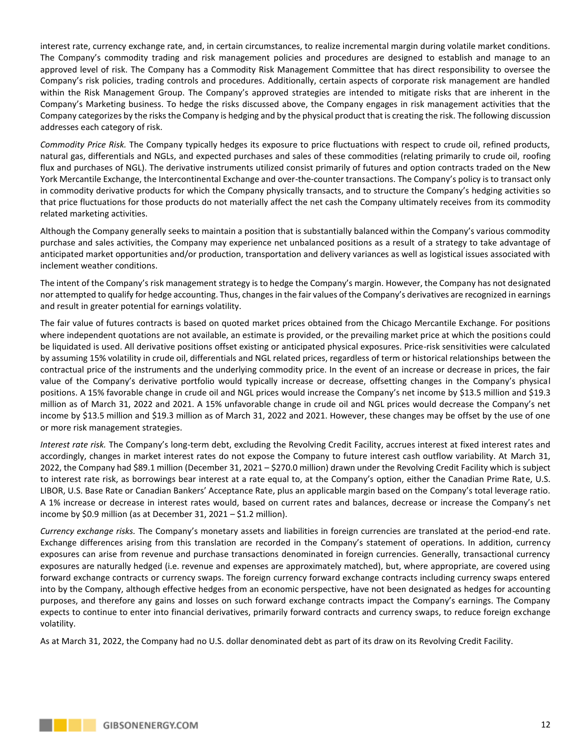interest rate, currency exchange rate, and, in certain circumstances, to realize incremental margin during volatile market conditions. The Company's commodity trading and risk management policies and procedures are designed to establish and manage to an approved level of risk. The Company has a Commodity Risk Management Committee that has direct responsibility to oversee the Company's risk policies, trading controls and procedures. Additionally, certain aspects of corporate risk management are handled within the Risk Management Group. The Company's approved strategies are intended to mitigate risks that are inherent in the Company's Marketing business. To hedge the risks discussed above, the Company engages in risk management activities that the Company categorizes by the risks the Company is hedging and by the physical product that is creating the risk. The following discussion addresses each category of risk.

*Commodity Price Risk.* The Company typically hedges its exposure to price fluctuations with respect to crude oil, refined products, natural gas, differentials and NGLs, and expected purchases and sales of these commodities (relating primarily to crude oil, roofing flux and purchases of NGL). The derivative instruments utilized consist primarily of futures and option contracts traded on the New York Mercantile Exchange, the Intercontinental Exchange and over-the-counter transactions. The Company's policy is to transact only in commodity derivative products for which the Company physically transacts, and to structure the Company's hedging activities so that price fluctuations for those products do not materially affect the net cash the Company ultimately receives from its commodity related marketing activities.

Although the Company generally seeks to maintain a position that is substantially balanced within the Company's various commodity purchase and sales activities, the Company may experience net unbalanced positions as a result of a strategy to take advantage of anticipated market opportunities and/or production, transportation and delivery variances as well as logistical issues associated with inclement weather conditions.

The intent of the Company's risk management strategy is to hedge the Company's margin. However, the Company has not designated nor attempted to qualify for hedge accounting. Thus, changes in the fair values of the Company's derivatives are recognized in earnings and result in greater potential for earnings volatility.

The fair value of futures contracts is based on quoted market prices obtained from the Chicago Mercantile Exchange. For positions where independent quotations are not available, an estimate is provided, or the prevailing market price at which the positions could be liquidated is used. All derivative positions offset existing or anticipated physical exposures. Price-risk sensitivities were calculated by assuming 15% volatility in crude oil, differentials and NGL related prices, regardless of term or historical relationships between the contractual price of the instruments and the underlying commodity price. In the event of an increase or decrease in prices, the fair value of the Company's derivative portfolio would typically increase or decrease, offsetting changes in the Company's physical positions. A 15% favorable change in crude oil and NGL prices would increase the Company's net income by $13.5 million and $19.3 million as of March 31, 2022 and 2021. A 15% unfavorable change in crude oil and NGL prices would decrease the Company's net income by $13.5 million and $19.3 million as of March 31, 2022 and 2021. However, these changes may be offset by the use of one or more risk management strategies.

*Interest rate risk.* The Company's long-term debt, excluding the Revolving Credit Facility, accrues interest at fixed interest rates and accordingly, changes in market interest rates do not expose the Company to future interest cash outflow variability. At March 31, 2022, the Company had $89.1 million (December 31, 2021 – $270.0 million) drawn under the Revolving Credit Facility which is subject to interest rate risk, as borrowings bear interest at a rate equal to, at the Company's option, either the Canadian Prime Rate, U.S. LIBOR, U.S. Base Rate or Canadian Bankers' Acceptance Rate, plus an applicable margin based on the Company's total leverage ratio. A 1% increase or decrease in interest rates would, based on current rates and balances, decrease or increase the Company's net income by $0.9 million (as at December 31, 2021 – $1.2 million).

*Currency exchange risks.* The Company's monetary assets and liabilities in foreign currencies are translated at the period-end rate. Exchange differences arising from this translation are recorded in the Company's statement of operations. In addition, currency exposures can arise from revenue and purchase transactions denominated in foreign currencies. Generally, transactional currency exposures are naturally hedged (i.e. revenue and expenses are approximately matched), but, where appropriate, are covered using forward exchange contracts or currency swaps. The foreign currency forward exchange contracts including currency swaps entered into by the Company, although effective hedges from an economic perspective, have not been designated as hedges for accounting purposes, and therefore any gains and losses on such forward exchange contracts impact the Company's earnings. The Company expects to continue to enter into financial derivatives, primarily forward contracts and currency swaps, to reduce foreign exchange volatility.

As at March 31, 2022, the Company had no U.S. dollar denominated debt as part of its draw on its Revolving Credit Facility.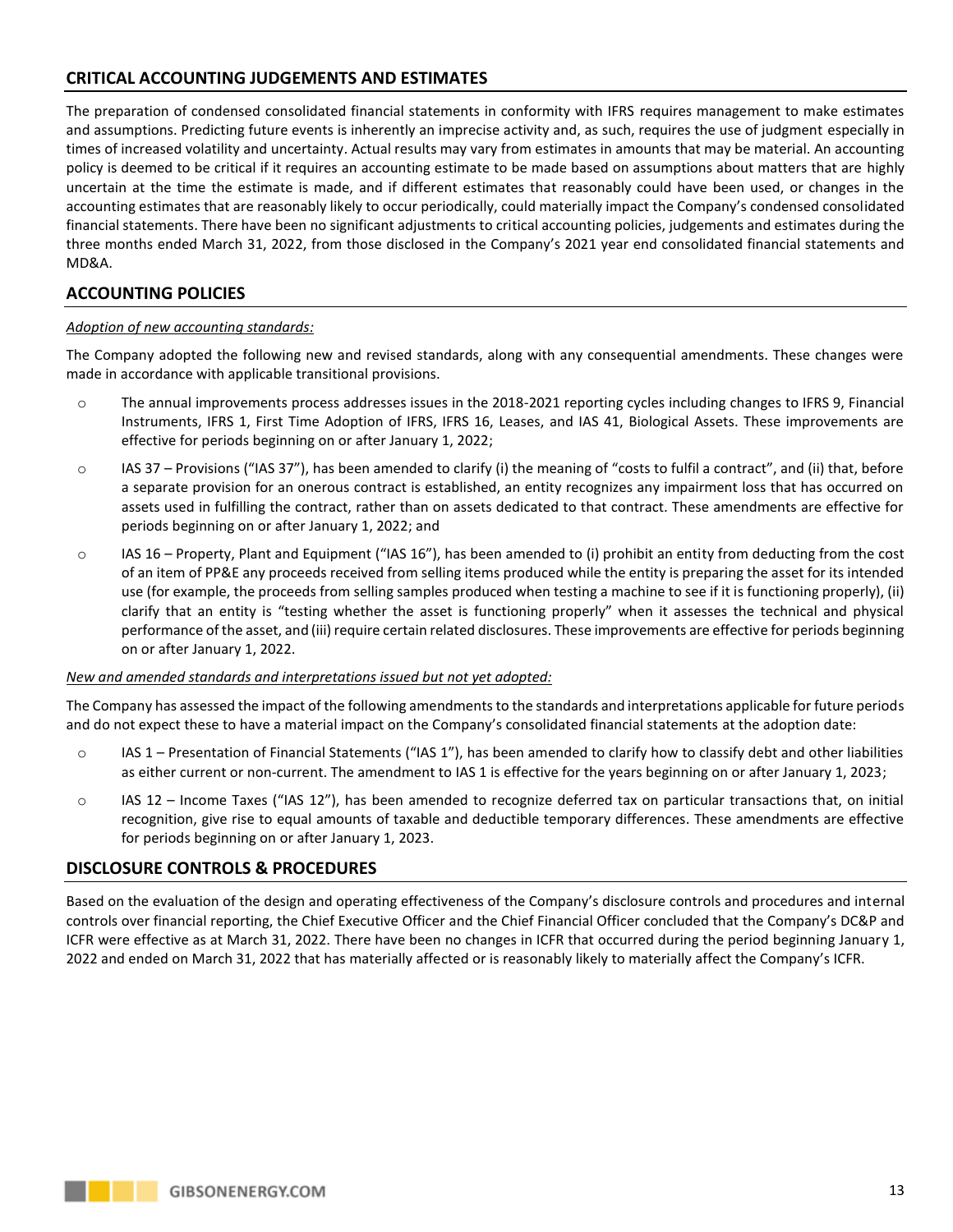## CRITICAL ACCOUNTING JUDGEMENTS AND ESTIMATES

The preparation of condensed consolidated financial statements in conformity with IFRS requires management to make estimates and assumptions. Predicting future events is inherently an imprecise activity and, as such, requires the use of judgment especially in times of increased volatility and uncertainty. Actual results may vary from estimates in amounts that may be material. An accounting policy is deemed to be critical if it requires an accounting estimate to be made based on assumptions about matters that are highly uncertain at the time the estimate is made, and if different estimates that reasonably could have been used, or changes in the accounting estimates that are reasonably likely to occur periodically, could materially impact the Company's condensed consolidated financial statements. There have been no significant adjustments to critical accounting policies, judgements and estimates during the three months ended March 31, 2022, from those disclosed in the Company's 2021 year end consolidated financial statements and MD&A.

## ACCOUNTING POLICIES

*Adoption of new accounting standards:*

The Company adopted the following new and revised standards, along with any consequential amendments. These changes were made in accordance with applicable transitional provisions.

- The annual improvements process addresses issues in the 2018-2021 reporting cycles including changes to IFRS 9, Financial Instruments, IFRS 1, First Time Adoption of IFRS, IFRS 16, Leases, and IAS 41, Biological Assets. These improvements are effective for periods beginning on or after January 1, 2022;
- IAS 37 – Provisions ("IAS 37"), has been amended to clarify (i) the meaning of "costs to fulfil a contract", and (ii) that, before a separate provision for an onerous contract is established, an entity recognizes any impairment loss that has occurred on assets used in fulfilling the contract, rather than on assets dedicated to that contract. These amendments are effective for periods beginning on or after January 1, 2022; and
- IAS 16 – Property, Plant and Equipment ("IAS 16"), has been amended to (i) prohibit an entity from deducting from the cost of an item of PP&E any proceeds received from selling items produced while the entity is preparing the asset for its intended use (for example, the proceeds from selling samples produced when testing a machine to see if it is functioning properly), (ii) clarify that an entity is "testing whether the asset is functioning properly" when it assesses the technical and physical performance of the asset, and (iii) require certain related disclosures. These improvements are effective for periods beginning on or after January 1, 2022.

*New and amended standards and interpretations issued but not yet adopted:*

The Company has assessed the impact of the following amendments to the standards and interpretations applicable for future periods and do not expect these to have a material impact on the Company's consolidated financial statements at the adoption date:

- IAS 1 – Presentation of Financial Statements ("IAS 1"), has been amended to clarify how to classify debt and other liabilities as either current or non-current. The amendment to IAS 1 is effective for the years beginning on or after January 1, 2023;
- IAS 12 – Income Taxes ("IAS 12"), has been amended to recognize deferred tax on particular transactions that, on initial recognition, give rise to equal amounts of taxable and deductible temporary differences. These amendments are effective for periods beginning on or after January 1, 2023.

## DISCLOSURE CONTROLS & PROCEDURES

Based on the evaluation of the design and operating effectiveness of the Company's disclosure controls and procedures and internal controls over financial reporting, the Chief Executive Officer and the Chief Financial Officer concluded that the Company's DC&P and ICFR were effective as at March 31, 2022. There have been no changes in ICFR that occurred during the period beginning January 1, 2022 and ended on March 31, 2022 that has materially affected or is reasonably likely to materially affect the Company's ICFR.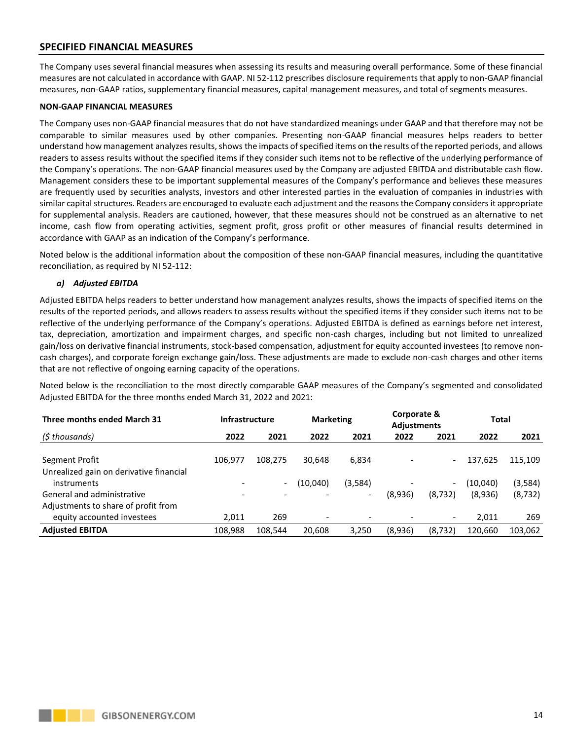## SPECIFIED FINANCIAL MEASURES

The Company uses several financial measures when assessing its results and measuring overall performance. Some of these financial measures are not calculated in accordance with GAAP. NI 52-112 prescribes disclosure requirements that apply to non-GAAP financial measures, non-GAAP ratios, supplementary financial measures, capital management measures, and total of segments measures.

### NON-GAAP FINANCIAL MEASURES

The Company uses non-GAAP financial measures that do not have standardized meanings under GAAP and that therefore may not be comparable to similar measures used by other companies. Presenting non-GAAP financial measures helps readers to better understand how management analyzes results, shows the impacts of specified items on the results of the reported periods, and allows readers to assess results without the specified items if they consider such items not to be reflective of the underlying performance of the Company's operations. The non-GAAP financial measures used by the Company are adjusted EBITDA and distributable cash flow. Management considers these to be important supplemental measures of the Company's performance and believes these measures are frequently used by securities analysts, investors and other interested parties in the evaluation of companies in industries with similar capital structures. Readers are encouraged to evaluate each adjustment and the reasons the Company considers it appropriate for supplemental analysis. Readers are cautioned, however, that these measures should not be construed as an alternative to net income, cash flow from operating activities, segment profit, gross profit or other measures of financial results determined in accordance with GAAP as an indication of the Company's performance.

Noted below is the additional information about the composition of these non-GAAP financial measures, including the quantitative reconciliation, as required by NI 52-112:

***a) Adjusted EBITDA***

Adjusted EBITDA helps readers to better understand how management analyzes results, shows the impacts of specified items on the results of the reported periods, and allows readers to assess results without the specified items if they consider such items not to be reflective of the underlying performance of the Company's operations. Adjusted EBITDA is defined as earnings before net interest, tax, depreciation, amortization and impairment charges, and specific non-cash charges, including but not limited to unrealized gain/loss on derivative financial instruments, stock-based compensation, adjustment for equity accounted investees (to remove non-cash charges), and corporate foreign exchange gain/loss. These adjustments are made to exclude non-cash charges and other items that are not reflective of ongoing earning capacity of the operations.

Noted below is the reconciliation to the most directly comparable GAAP measures of the Company's segmented and consolidated Adjusted EBITDA for the three months ended March 31, 2022 and 2021:

| **Three months ended March 31** | **Infrastructure** | | **Marketing** | | **Corporate & Adjustments** | | **Total** | |
|---|---|---|---|---|---|---|---|---|
| *($ thousands)* | **2022** | **2021** | **2022** | **2021** | **2022** | **2021** | **2022** | **2021** |
| Segment Profit | 106,977 | 108,275 | 30,648 | 6,834 | - | - | 137,625 | 115,109 |
| Unrealized gain on derivative financial instruments | - | - | (10,040) | (3,584) | - | - | (10,040) | (3,584) |
| General and administrative | - | - | - | - | (8,936) | (8,732) | (8,936) | (8,732) |
| Adjustments to share of profit from equity accounted investees | 2,011 | 269 | - | - | - | - | 2,011 | 269 |
| **Adjusted EBITDA** | 108,988 | 108,544 | 20,608 | 3,250 | (8,936) | (8,732) | 120,660 | 103,062 |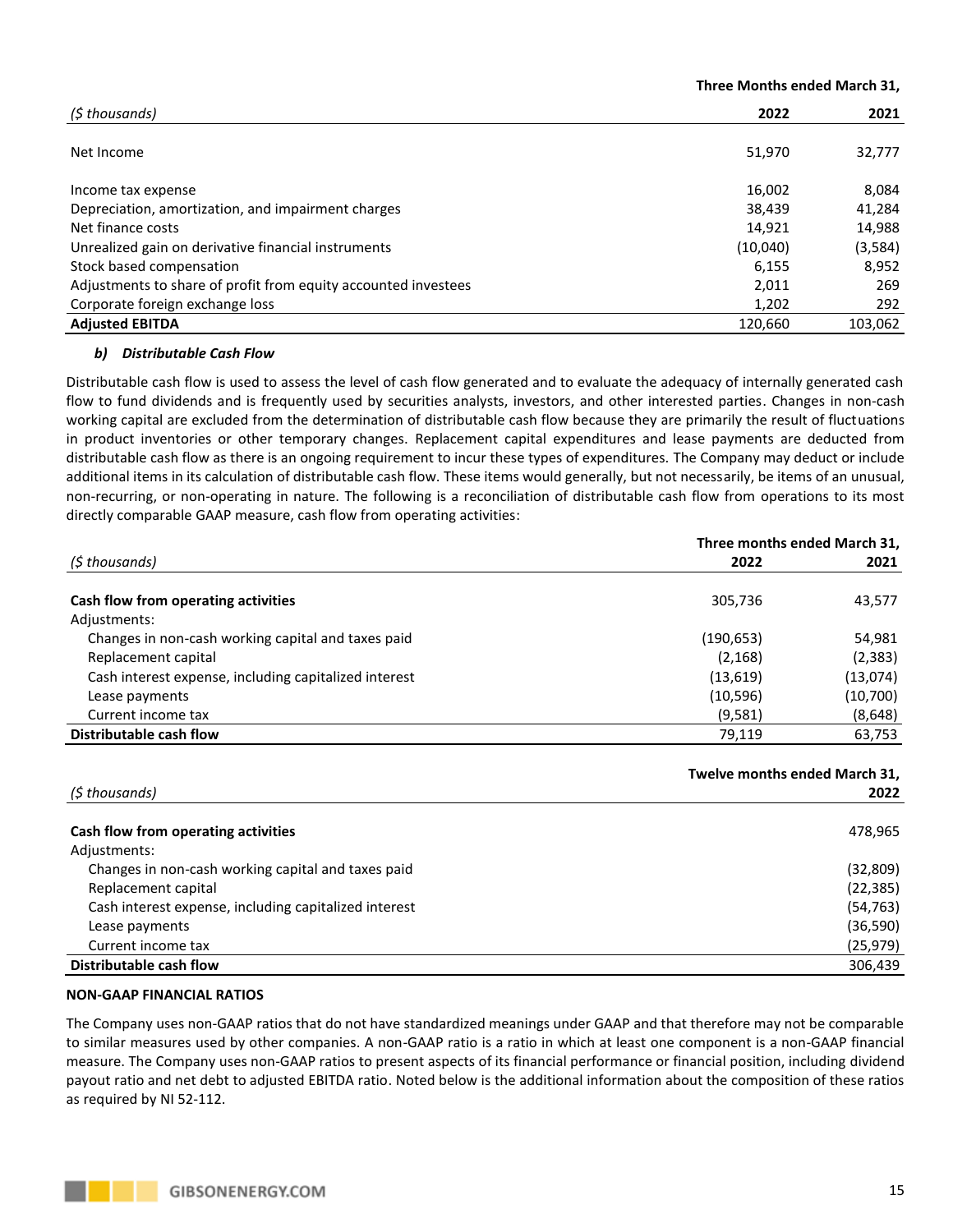| ($ thousands) | Three Months ended March 31, 2022 | 2021 |
|---|---|---|
| Net Income | 51,970 | 32,777 |
| Income tax expense | 16,002 | 8,084 |
| Depreciation, amortization, and impairment charges | 38,439 | 41,284 |
| Net finance costs | 14,921 | 14,988 |
| Unrealized gain on derivative financial instruments | (10,040) | (3,584) |
| Stock based compensation | 6,155 | 8,952 |
| Adjustments to share of profit from equity accounted investees | 2,011 | 269 |
| Corporate foreign exchange loss | 1,202 | 292 |
| **Adjusted EBITDA** | 120,660 | 103,062 |

***b) Distributable Cash Flow***

Distributable cash flow is used to assess the level of cash flow generated and to evaluate the adequacy of internally generated cash flow to fund dividends and is frequently used by securities analysts, investors, and other interested parties. Changes in non-cash working capital are excluded from the determination of distributable cash flow because they are primarily the result of fluctuations in product inventories or other temporary changes. Replacement capital expenditures and lease payments are deducted from distributable cash flow as there is an ongoing requirement to incur these types of expenditures. The Company may deduct or include additional items in its calculation of distributable cash flow. These items would generally, but not necessarily, be items of an unusual, non-recurring, or non-operating in nature. The following is a reconciliation of distributable cash flow from operations to its most directly comparable GAAP measure, cash flow from operating activities:

| ($ thousands) | Three months ended March 31, 2022 | 2021 |
|---|---|---|
| **Cash flow from operating activities** | 305,736 | 43,577 |
| Adjustments: | | |
| Changes in non-cash working capital and taxes paid | (190,653) | 54,981 |
| Replacement capital | (2,168) | (2,383) |
| Cash interest expense, including capitalized interest | (13,619) | (13,074) |
| Lease payments | (10,596) | (10,700) |
| Current income tax | (9,581) | (8,648) |
| **Distributable cash flow** | 79,119 | 63,753 |

| ($ thousands) | Twelve months ended March 31, 2022 |
|---|---|
| **Cash flow from operating activities** | 478,965 |
| Adjustments: | |
| Changes in non-cash working capital and taxes paid | (32,809) |
| Replacement capital | (22,385) |
| Cash interest expense, including capitalized interest | (54,763) |
| Lease payments | (36,590) |
| Current income tax | (25,979) |
| **Distributable cash flow** | 306,439 |

**NON-GAAP FINANCIAL RATIOS**

The Company uses non-GAAP ratios that do not have standardized meanings under GAAP and that therefore may not be comparable to similar measures used by other companies. A non-GAAP ratio is a ratio in which at least one component is a non-GAAP financial measure. The Company uses non-GAAP ratios to present aspects of its financial performance or financial position, including dividend payout ratio and net debt to adjusted EBITDA ratio. Noted below is the additional information about the composition of these ratios as required by NI 52-112.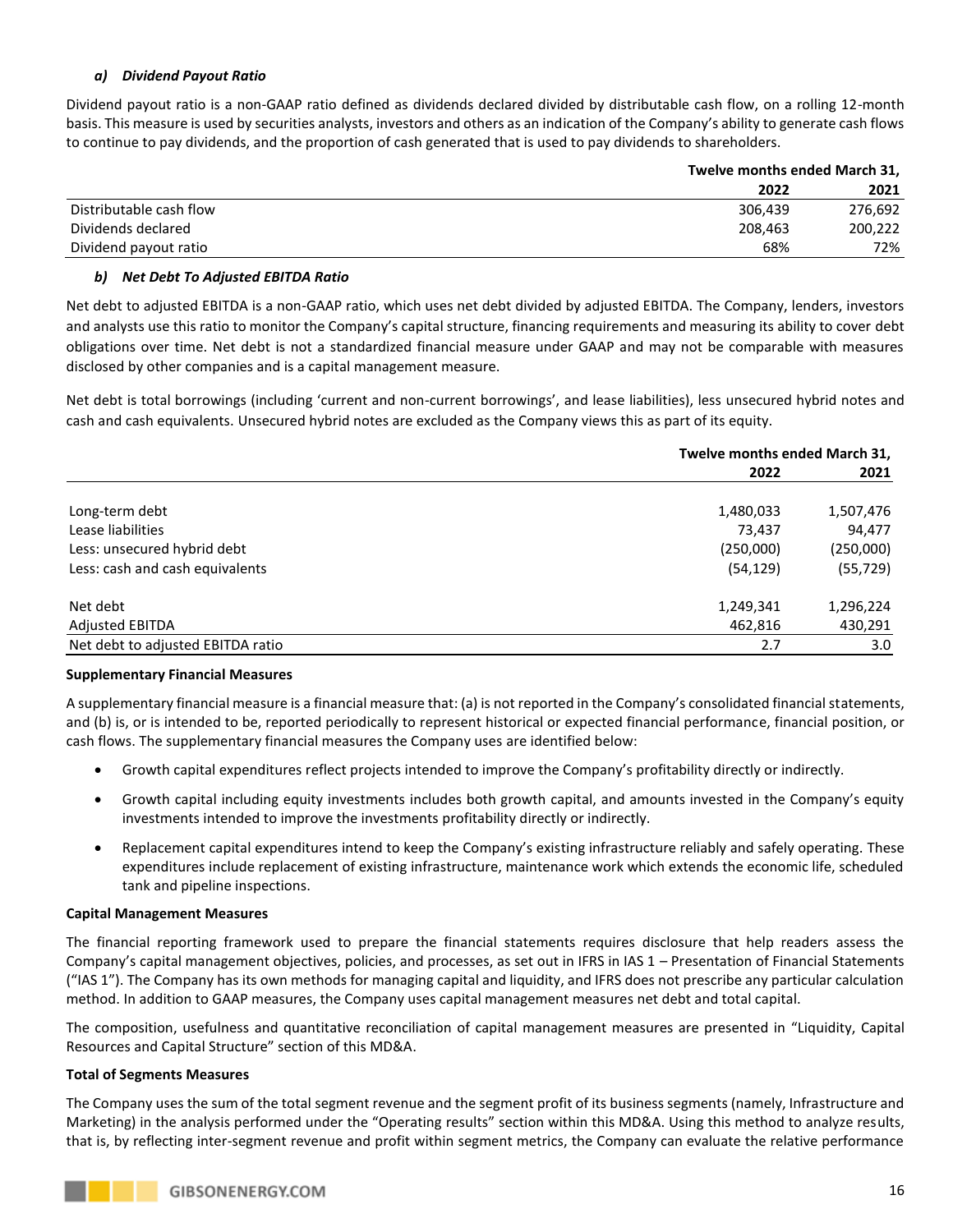### *a) Dividend Payout Ratio*

Dividend payout ratio is a non-GAAP ratio defined as dividends declared divided by distributable cash flow, on a rolling 12-month basis. This measure is used by securities analysts, investors and others as an indication of the Company's ability to generate cash flows to continue to pay dividends, and the proportion of cash generated that is used to pay dividends to shareholders.

| | Twelve months ended March 31, | |
|---|---|---|
| | **2022** | **2021** |
| Distributable cash flow | 306,439 | 276,692 |
| Dividends declared | 208,463 | 200,222 |
| Dividend payout ratio | 68% | 72% |

### *b) Net Debt To Adjusted EBITDA Ratio*

Net debt to adjusted EBITDA is a non-GAAP ratio, which uses net debt divided by adjusted EBITDA. The Company, lenders, investors and analysts use this ratio to monitor the Company's capital structure, financing requirements and measuring its ability to cover debt obligations over time. Net debt is not a standardized financial measure under GAAP and may not be comparable with measures disclosed by other companies and is a capital management measure.

Net debt is total borrowings (including 'current and non-current borrowings', and lease liabilities), less unsecured hybrid notes and cash and cash equivalents. Unsecured hybrid notes are excluded as the Company views this as part of its equity.

| | Twelve months ended March 31, | |
|---|---|---|
| | **2022** | **2021** |
| Long-term debt | 1,480,033 | 1,507,476 |
| Lease liabilities | 73,437 | 94,477 |
| Less: unsecured hybrid debt | (250,000) | (250,000) |
| Less: cash and cash equivalents | (54,129) | (55,729) |
| Net debt | 1,249,341 | 1,296,224 |
| Adjusted EBITDA | 462,816 | 430,291 |
| Net debt to adjusted EBITDA ratio | 2.7 | 3.0 |

**Supplementary Financial Measures**

A supplementary financial measure is a financial measure that: (a) is not reported in the Company's consolidated financial statements, and (b) is, or is intended to be, reported periodically to represent historical or expected financial performance, financial position, or cash flows. The supplementary financial measures the Company uses are identified below:

- Growth capital expenditures reflect projects intended to improve the Company's profitability directly or indirectly.
- Growth capital including equity investments includes both growth capital, and amounts invested in the Company's equity investments intended to improve the investments profitability directly or indirectly.
- Replacement capital expenditures intend to keep the Company's existing infrastructure reliably and safely operating. These expenditures include replacement of existing infrastructure, maintenance work which extends the economic life, scheduled tank and pipeline inspections.

**Capital Management Measures**

The financial reporting framework used to prepare the financial statements requires disclosure that help readers assess the Company's capital management objectives, policies, and processes, as set out in IFRS in IAS 1 – Presentation of Financial Statements ("IAS 1"). The Company has its own methods for managing capital and liquidity, and IFRS does not prescribe any particular calculation method. In addition to GAAP measures, the Company uses capital management measures net debt and total capital.

The composition, usefulness and quantitative reconciliation of capital management measures are presented in "Liquidity, Capital Resources and Capital Structure" section of this MD&A.

**Total of Segments Measures**

The Company uses the sum of the total segment revenue and the segment profit of its business segments (namely, Infrastructure and Marketing) in the analysis performed under the "Operating results" section within this MD&A. Using this method to analyze results, that is, by reflecting inter-segment revenue and profit within segment metrics, the Company can evaluate the relative performance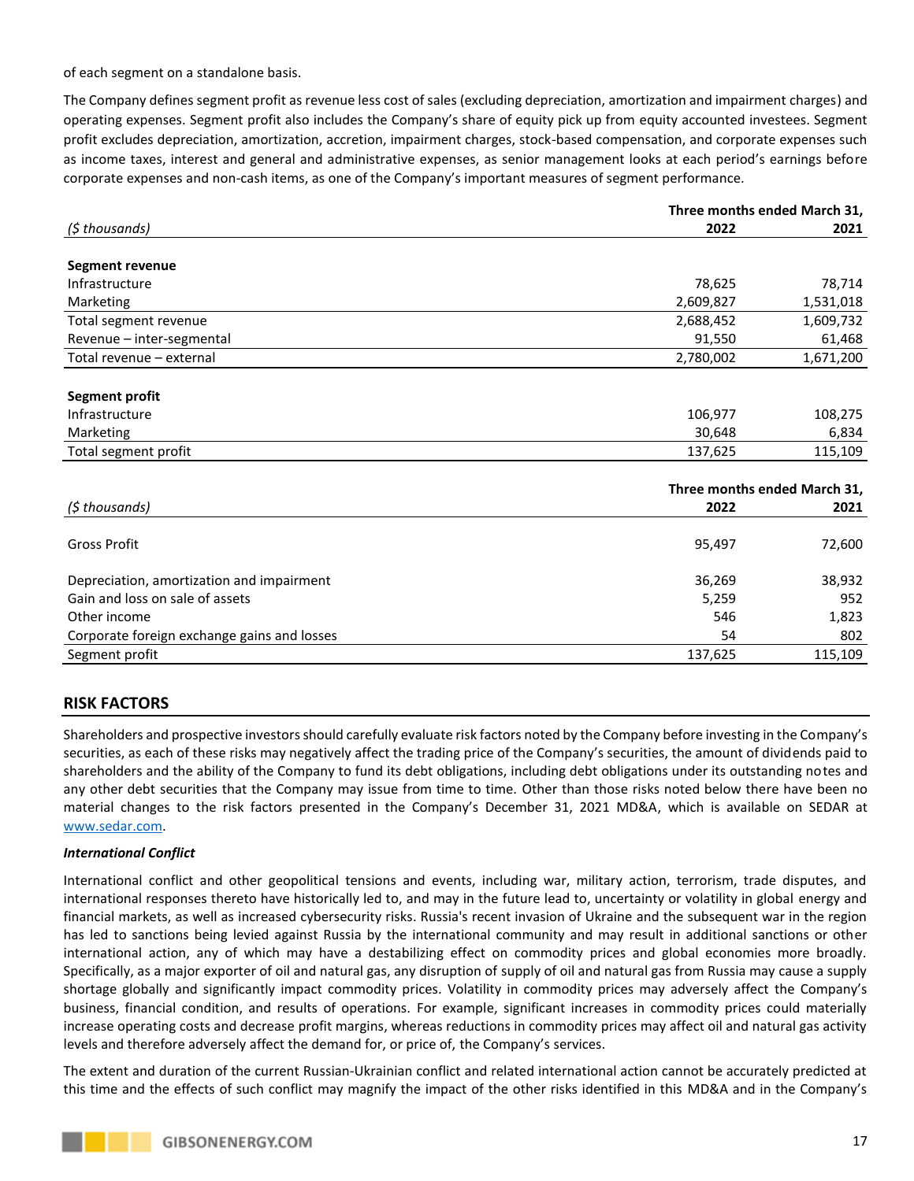of each segment on a standalone basis.

The Company defines segment profit as revenue less cost of sales (excluding depreciation, amortization and impairment charges) and operating expenses. Segment profit also includes the Company's share of equity pick up from equity accounted investees. Segment profit excludes depreciation, amortization, accretion, impairment charges, stock-based compensation, and corporate expenses such as income taxes, interest and general and administrative expenses, as senior management looks at each period's earnings before corporate expenses and non-cash items, as one of the Company's important measures of segment performance.

| | Three months ended March 31, | |
|---|---|---|
| *($ thousands)* | **2022** | **2021** |
| **Segment revenue** | | |
| Infrastructure | 78,625 | 78,714 |
| Marketing | 2,609,827 | 1,531,018 |
| Total segment revenue | 2,688,452 | 1,609,732 |
| Revenue – inter-segmental | 91,550 | 61,468 |
| Total revenue – external | 2,780,002 | 1,671,200 |
| **Segment profit** | | |
| Infrastructure | 106,977 | 108,275 |
| Marketing | 30,648 | 6,834 |
| Total segment profit | 137,625 | 115,109 |

| | Three months ended March 31, | |
|---|---|---|
| *($ thousands)* | **2022** | **2021** |
| Gross Profit | 95,497 | 72,600 |
| Depreciation, amortization and impairment | 36,269 | 38,932 |
| Gain and loss on sale of assets | 5,259 | 952 |
| Other income | 546 | 1,823 |
| Corporate foreign exchange gains and losses | 54 | 802 |
| Segment profit | 137,625 | 115,109 |

## RISK FACTORS

Shareholders and prospective investors should carefully evaluate risk factors noted by the Company before investing in the Company's securities, as each of these risks may negatively affect the trading price of the Company's securities, the amount of dividends paid to shareholders and the ability of the Company to fund its debt obligations, including debt obligations under its outstanding notes and any other debt securities that the Company may issue from time to time. Other than those risks noted below there have been no material changes to the risk factors presented in the Company's December 31, 2021 MD&A, which is available on SEDAR at www.sedar.com.

***International Conflict***

International conflict and other geopolitical tensions and events, including war, military action, terrorism, trade disputes, and international responses thereto have historically led to, and may in the future lead to, uncertainty or volatility in global energy and financial markets, as well as increased cybersecurity risks. Russia's recent invasion of Ukraine and the subsequent war in the region has led to sanctions being levied against Russia by the international community and may result in additional sanctions or other international action, any of which may have a destabilizing effect on commodity prices and global economies more broadly. Specifically, as a major exporter of oil and natural gas, any disruption of supply of oil and natural gas from Russia may cause a supply shortage globally and significantly impact commodity prices. Volatility in commodity prices may adversely affect the Company's business, financial condition, and results of operations. For example, significant increases in commodity prices could materially increase operating costs and decrease profit margins, whereas reductions in commodity prices may affect oil and natural gas activity levels and therefore adversely affect the demand for, or price of, the Company's services.

The extent and duration of the current Russian-Ukrainian conflict and related international action cannot be accurately predicted at this time and the effects of such conflict may magnify the impact of the other risks identified in this MD&A and in the Company's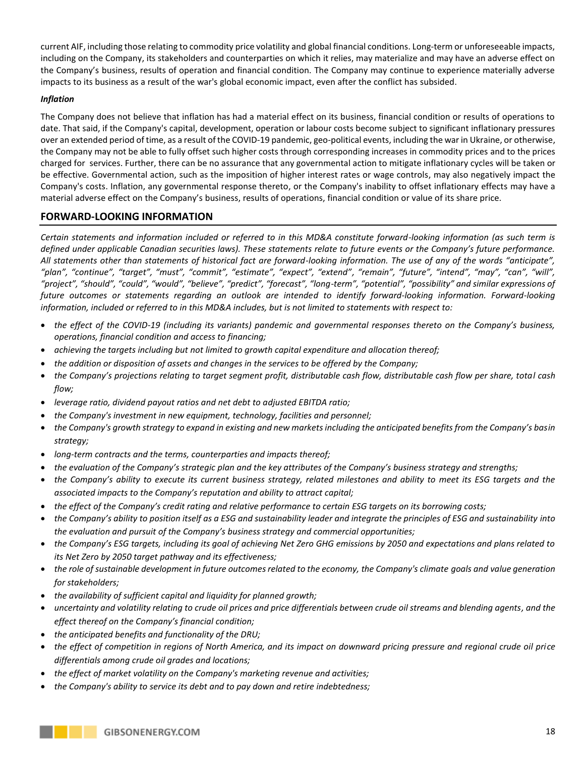current AIF, including those relating to commodity price volatility and global financial conditions. Long-term or unforeseeable impacts, including on the Company, its stakeholders and counterparties on which it relies, may materialize and may have an adverse effect on the Company's business, results of operation and financial condition. The Company may continue to experience materially adverse impacts to its business as a result of the war's global economic impact, even after the conflict has subsided.

***Inflation***

The Company does not believe that inflation has had a material effect on its business, financial condition or results of operations to date. That said, if the Company's capital, development, operation or labour costs become subject to significant inflationary pressures over an extended period of time, as a result of the COVID-19 pandemic, geo-political events, including the war in Ukraine, or otherwise, the Company may not be able to fully offset such higher costs through corresponding increases in commodity prices and to the prices charged for services. Further, there can be no assurance that any governmental action to mitigate inflationary cycles will be taken or be effective. Governmental action, such as the imposition of higher interest rates or wage controls, may also negatively impact the Company's costs. Inflation, any governmental response thereto, or the Company's inability to offset inflationary effects may have a material adverse effect on the Company's business, results of operations, financial condition or value of its share price.

## FORWARD-LOOKING INFORMATION

*Certain statements and information included or referred to in this MD&A constitute forward-looking information (as such term is defined under applicable Canadian securities laws). These statements relate to future events or the Company's future performance. All statements other than statements of historical fact are forward-looking information. The use of any of the words "anticipate", "plan", "continue", "target", "must", "commit", "estimate", "expect", "extend", "remain", "future", "intend", "may", "can", "will", "project", "should", "could", "would", "believe", "predict", "forecast", "long-term", "potential", "possibility" and similar expressions of future outcomes or statements regarding an outlook are intended to identify forward-looking information. Forward-looking information, included or referred to in this MD&A includes, but is not limited to statements with respect to:*

- *the effect of the COVID-19 (including its variants) pandemic and governmental responses thereto on the Company's business, operations, financial condition and access to financing;*
- *achieving the targets including but not limited to growth capital expenditure and allocation thereof;*
- *the addition or disposition of assets and changes in the services to be offered by the Company;*
- *the Company's projections relating to target segment profit, distributable cash flow, distributable cash flow per share, total cash flow;*
- *leverage ratio, dividend payout ratios and net debt to adjusted EBITDA ratio;*
- *the Company's investment in new equipment, technology, facilities and personnel;*
- *the Company's growth strategy to expand in existing and new markets including the anticipated benefits from the Company's basin strategy;*
- *long-term contracts and the terms, counterparties and impacts thereof;*
- *the evaluation of the Company's strategic plan and the key attributes of the Company's business strategy and strengths;*
- *the Company's ability to execute its current business strategy, related milestones and ability to meet its ESG targets and the associated impacts to the Company's reputation and ability to attract capital;*
- *the effect of the Company's credit rating and relative performance to certain ESG targets on its borrowing costs;*
- *the Company's ability to position itself as a ESG and sustainability leader and integrate the principles of ESG and sustainability into the evaluation and pursuit of the Company's business strategy and commercial opportunities;*
- *the Company's ESG targets, including its goal of achieving Net Zero GHG emissions by 2050 and expectations and plans related to its Net Zero by 2050 target pathway and its effectiveness;*
- *the role of sustainable development in future outcomes related to the economy, the Company's climate goals and value generation for stakeholders;*
- *the availability of sufficient capital and liquidity for planned growth;*
- *uncertainty and volatility relating to crude oil prices and price differentials between crude oil streams and blending agents, and the effect thereof on the Company's financial condition;*
- *the anticipated benefits and functionality of the DRU;*
- *the effect of competition in regions of North America, and its impact on downward pricing pressure and regional crude oil price differentials among crude oil grades and locations;*
- *the effect of market volatility on the Company's marketing revenue and activities;*
- *the Company's ability to service its debt and to pay down and retire indebtedness;*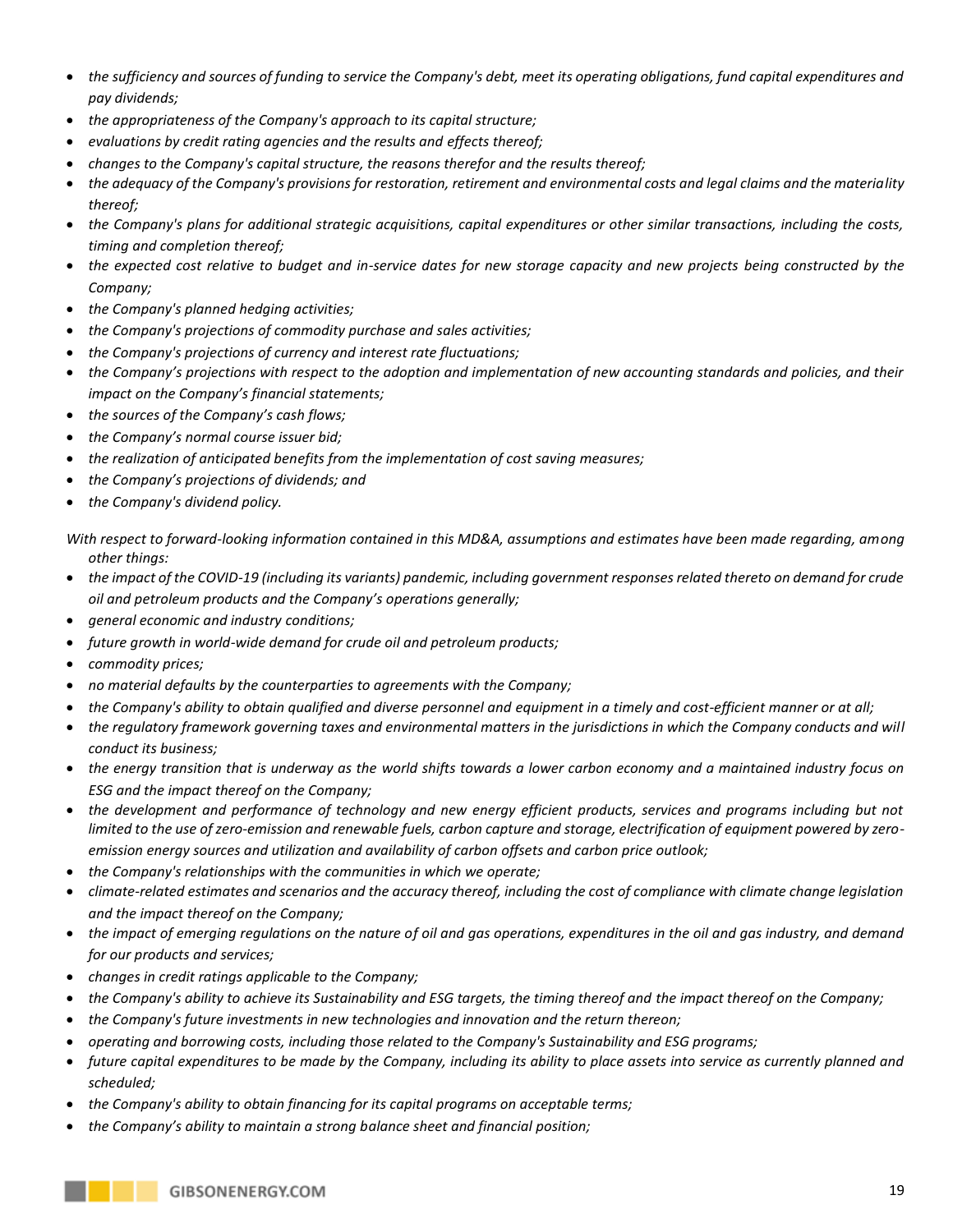- *the sufficiency and sources of funding to service the Company's debt, meet its operating obligations, fund capital expenditures and pay dividends;*
- *the appropriateness of the Company's approach to its capital structure;*
- *evaluations by credit rating agencies and the results and effects thereof;*
- *changes to the Company's capital structure, the reasons therefor and the results thereof;*
- *the adequacy of the Company's provisions for restoration, retirement and environmental costs and legal claims and the materiality thereof;*
- *the Company's plans for additional strategic acquisitions, capital expenditures or other similar transactions, including the costs, timing and completion thereof;*
- *the expected cost relative to budget and in-service dates for new storage capacity and new projects being constructed by the Company;*
- *the Company's planned hedging activities;*
- *the Company's projections of commodity purchase and sales activities;*
- *the Company's projections of currency and interest rate fluctuations;*
- *the Company's projections with respect to the adoption and implementation of new accounting standards and policies, and their impact on the Company's financial statements;*
- *the sources of the Company's cash flows;*
- *the Company's normal course issuer bid;*
- *the realization of anticipated benefits from the implementation of cost saving measures;*
- *the Company's projections of dividends; and*
- *the Company's dividend policy.*

*With respect to forward-looking information contained in this MD&A, assumptions and estimates have been made regarding, among other things:*

- *the impact of the COVID-19 (including its variants) pandemic, including government responses related thereto on demand for crude oil and petroleum products and the Company's operations generally;*
- *general economic and industry conditions;*
- *future growth in world-wide demand for crude oil and petroleum products;*
- *commodity prices;*
- *no material defaults by the counterparties to agreements with the Company;*
- *the Company's ability to obtain qualified and diverse personnel and equipment in a timely and cost-efficient manner or at all;*
- *the regulatory framework governing taxes and environmental matters in the jurisdictions in which the Company conducts and will conduct its business;*
- *the energy transition that is underway as the world shifts towards a lower carbon economy and a maintained industry focus on ESG and the impact thereof on the Company;*
- *the development and performance of technology and new energy efficient products, services and programs including but not limited to the use of zero-emission and renewable fuels, carbon capture and storage, electrification of equipment powered by zero-emission energy sources and utilization and availability of carbon offsets and carbon price outlook;*
- *the Company's relationships with the communities in which we operate;*
- *climate-related estimates and scenarios and the accuracy thereof, including the cost of compliance with climate change legislation and the impact thereof on the Company;*
- *the impact of emerging regulations on the nature of oil and gas operations, expenditures in the oil and gas industry, and demand for our products and services;*
- *changes in credit ratings applicable to the Company;*
- *the Company's ability to achieve its Sustainability and ESG targets, the timing thereof and the impact thereof on the Company;*
- *the Company's future investments in new technologies and innovation and the return thereon;*
- *operating and borrowing costs, including those related to the Company's Sustainability and ESG programs;*
- *future capital expenditures to be made by the Company, including its ability to place assets into service as currently planned and scheduled;*
- *the Company's ability to obtain financing for its capital programs on acceptable terms;*
- *the Company's ability to maintain a strong balance sheet and financial position;*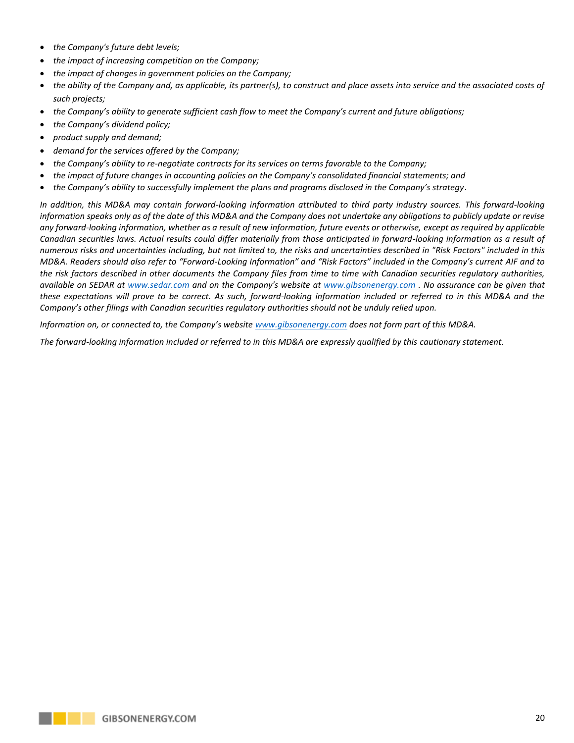- *the Company's future debt levels;*
- *the impact of increasing competition on the Company;*
- *the impact of changes in government policies on the Company;*
- *the ability of the Company and, as applicable, its partner(s), to construct and place assets into service and the associated costs of such projects;*
- *the Company's ability to generate sufficient cash flow to meet the Company's current and future obligations;*
- *the Company's dividend policy;*
- *product supply and demand;*
- *demand for the services offered by the Company;*
- *the Company's ability to re-negotiate contracts for its services on terms favorable to the Company;*
- *the impact of future changes in accounting policies on the Company's consolidated financial statements; and*
- *the Company's ability to successfully implement the plans and programs disclosed in the Company's strategy.*

*In addition, this MD&A may contain forward-looking information attributed to third party industry sources. This forward-looking information speaks only as of the date of this MD&A and the Company does not undertake any obligations to publicly update or revise any forward-looking information, whether as a result of new information, future events or otherwise, except as required by applicable Canadian securities laws. Actual results could differ materially from those anticipated in forward-looking information as a result of numerous risks and uncertainties including, but not limited to, the risks and uncertainties described in "Risk Factors" included in this MD&A. Readers should also refer to "Forward-Looking Information" and "Risk Factors" included in the Company's current AIF and to the risk factors described in other documents the Company files from time to time with Canadian securities regulatory authorities, available on SEDAR at [www.sedar.com](http://www.sedar.com) and on the Company's website at [www.gibsonenergy.com](http://www.gibsonenergy.com) . No assurance can be given that these expectations will prove to be correct. As such, forward-looking information included or referred to in this MD&A and the Company's other filings with Canadian securities regulatory authorities should not be unduly relied upon.*

*Information on, or connected to, the Company's website [www.gibsonenergy.com](http://www.gibsonenergy.com) does not form part of this MD&A.*

*The forward-looking information included or referred to in this MD&A are expressly qualified by this cautionary statement.*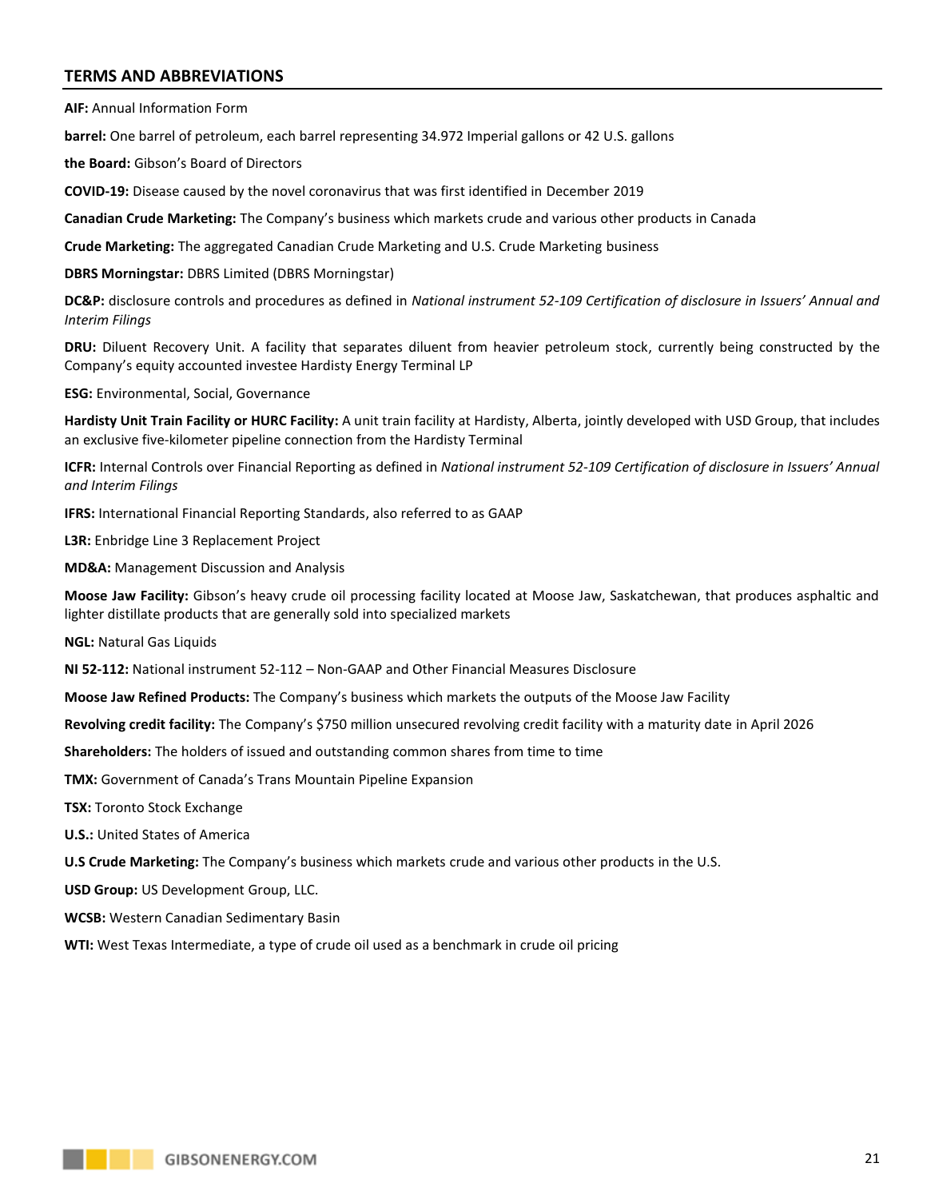## TERMS AND ABBREVIATIONS

**AIF:** Annual Information Form

**barrel:** One barrel of petroleum, each barrel representing 34.972 Imperial gallons or 42 U.S. gallons

**the Board:** Gibson's Board of Directors

**COVID-19:** Disease caused by the novel coronavirus that was first identified in December 2019

**Canadian Crude Marketing:** The Company's business which markets crude and various other products in Canada

**Crude Marketing:** The aggregated Canadian Crude Marketing and U.S. Crude Marketing business

**DBRS Morningstar:** DBRS Limited (DBRS Morningstar)

**DC&P:** disclosure controls and procedures as defined in *National instrument 52-109 Certification of disclosure in Issuers' Annual and Interim Filings*

**DRU:** Diluent Recovery Unit. A facility that separates diluent from heavier petroleum stock, currently being constructed by the Company's equity accounted investee Hardisty Energy Terminal LP

**ESG:** Environmental, Social, Governance

**Hardisty Unit Train Facility or HURC Facility:** A unit train facility at Hardisty, Alberta, jointly developed with USD Group, that includes an exclusive five-kilometer pipeline connection from the Hardisty Terminal

**ICFR:** Internal Controls over Financial Reporting as defined in *National instrument 52-109 Certification of disclosure in Issuers' Annual and Interim Filings*

**IFRS:** International Financial Reporting Standards, also referred to as GAAP

**L3R:** Enbridge Line 3 Replacement Project

**MD&A:** Management Discussion and Analysis

**Moose Jaw Facility:** Gibson's heavy crude oil processing facility located at Moose Jaw, Saskatchewan, that produces asphaltic and lighter distillate products that are generally sold into specialized markets

**NGL:** Natural Gas Liquids

**NI 52-112:** National instrument 52-112 – Non-GAAP and Other Financial Measures Disclosure

**Moose Jaw Refined Products:** The Company's business which markets the outputs of the Moose Jaw Facility

**Revolving credit facility:** The Company's $750 million unsecured revolving credit facility with a maturity date in April 2026

**Shareholders:** The holders of issued and outstanding common shares from time to time

**TMX:** Government of Canada's Trans Mountain Pipeline Expansion

**TSX:** Toronto Stock Exchange

**U.S.:** United States of America

**U.S Crude Marketing:** The Company's business which markets crude and various other products in the U.S.

**USD Group:** US Development Group, LLC.

**WCSB:** Western Canadian Sedimentary Basin

**WTI:** West Texas Intermediate, a type of crude oil used as a benchmark in crude oil pricing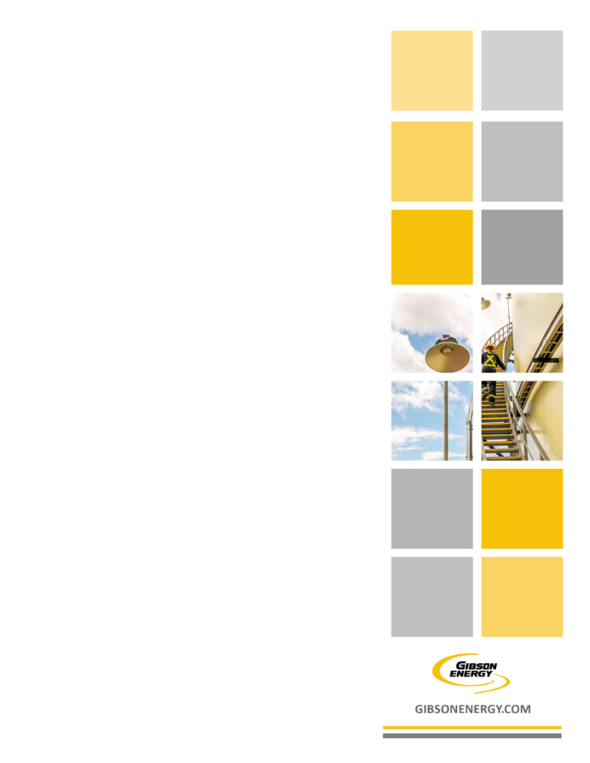GIBSON ENERGY

GIBSONENERGY.COM